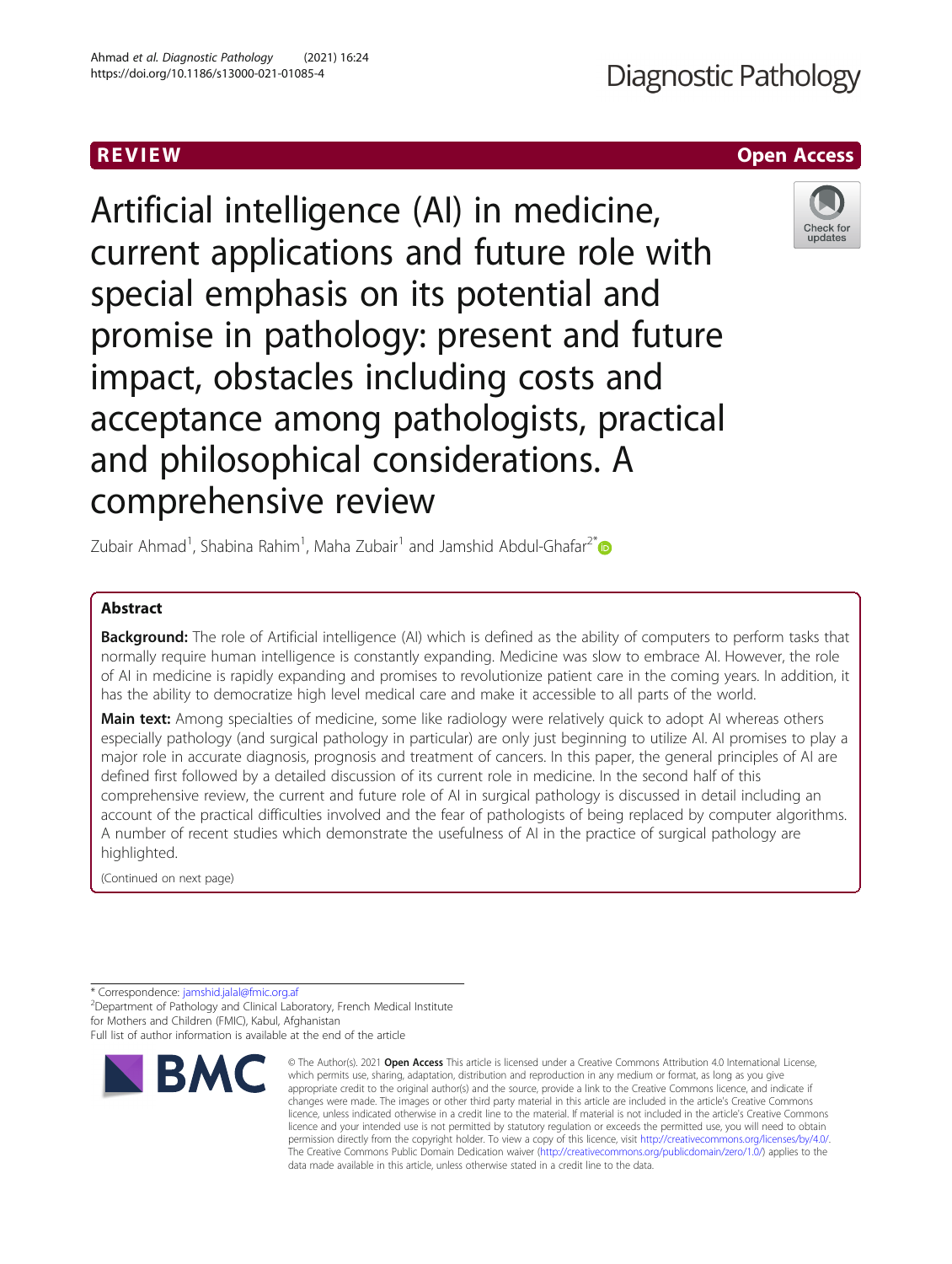REVIEW Open Access

# Artificial intelligence (AI) in medicine, current applications and future role with special emphasis on its potential and promise in pathology: present and future impact, obstacles including costs and acceptance among pathologists, practical and philosophical considerations. A comprehensive review

Zubair Ahmad[1], Shabina Rahim[1], Maha Zubair[1] and Jamshid Abdul-Ghafar[2*]

## Abstract

**Background:** The role of Artificial intelligence (AI) which is defined as the ability of computers to perform tasks that normally require human intelligence is constantly expanding. Medicine was slow to embrace AI. However, the role of AI in medicine is rapidly expanding and promises to revolutionize patient care in the coming years. In addition, it has the ability to democratize high level medical care and make it accessible to all parts of the world.

**Main text:** Among specialties of medicine, some like radiology were relatively quick to adopt AI whereas others especially pathology (and surgical pathology in particular) are only just beginning to utilize AI. AI promises to play a major role in accurate diagnosis, prognosis and treatment of cancers. In this paper, the general principles of AI are defined first followed by a detailed discussion of its current role in medicine. In the second half of this comprehensive review, the current and future role of AI in surgical pathology is discussed in detail including an account of the practical difficulties involved and the fear of pathologists of being replaced by computer algorithms. A number of recent studies which demonstrate the usefulness of AI in the practice of surgical pathology are highlighted.

(Continued on next page)

\* Correspondence: jamshid.jalal@fmic.org.af

[2]Department of Pathology and Clinical Laboratory, French Medical Institute for Mothers and Children (FMIC), Kabul, Afghanistan

Full list of author information is available at the end of the article

© The Author(s). 2021 **Open Access** This article is licensed under a Creative Commons Attribution 4.0 International License, which permits use, sharing, adaptation, distribution and reproduction in any medium or format, as long as you give appropriate credit to the original author(s) and the source, provide a link to the Creative Commons licence, and indicate if changes were made. The images or other third party material in this article are included in the article's Creative Commons licence, unless indicated otherwise in a credit line to the material. If material is not included in the article's Creative Commons licence and your intended use is not permitted by statutory regulation or exceeds the permitted use, you will need to obtain permission directly from the copyright holder. To view a copy of this licence, visit http://creativecommons.org/licenses/by/4.0/. The Creative Commons Public Domain Dedication waiver (http://creativecommons.org/publicdomain/zero/1.0/) applies to the data made available in this article, unless otherwise stated in a credit line to the data.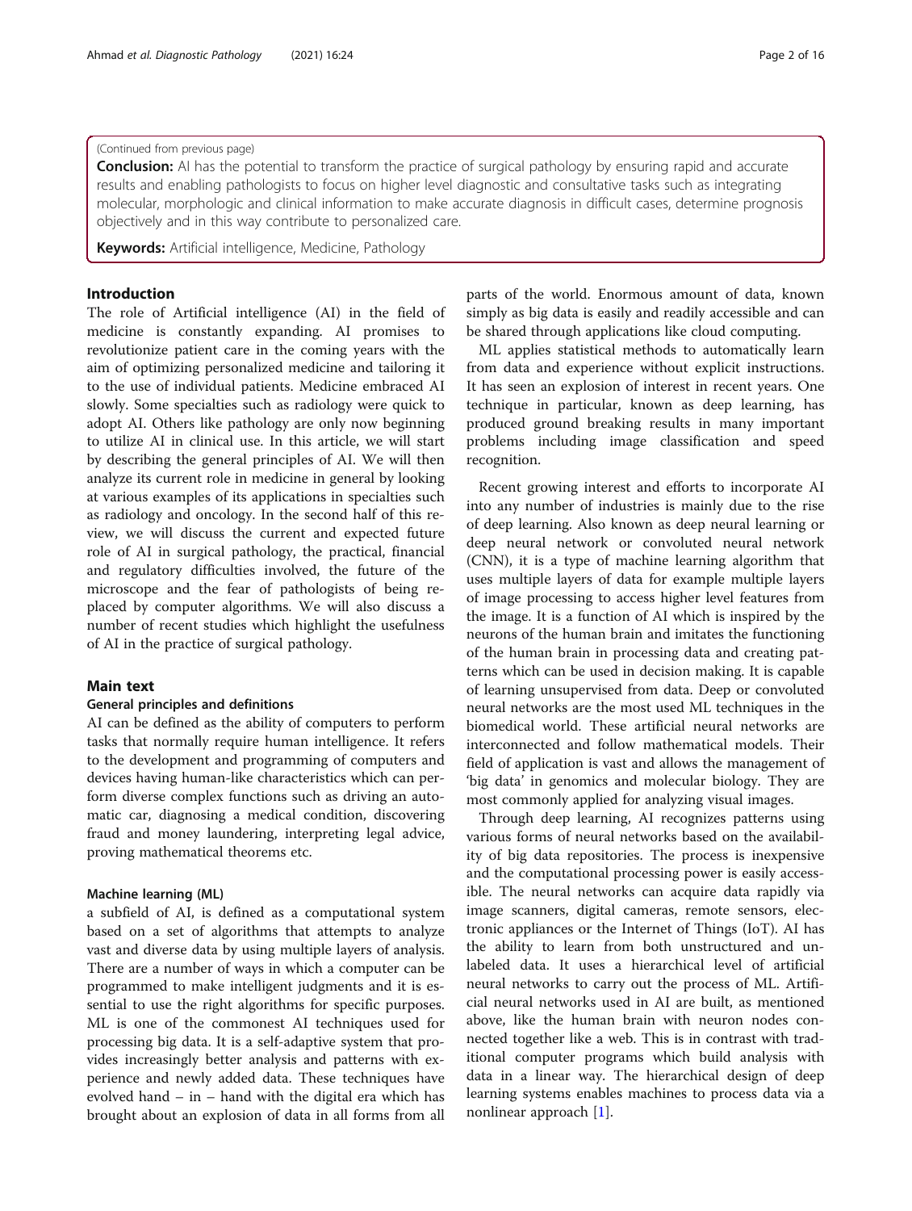(Continued from previous page)

**Conclusion:** AI has the potential to transform the practice of surgical pathology by ensuring rapid and accurate results and enabling pathologists to focus on higher level diagnostic and consultative tasks such as integrating molecular, morphologic and clinical information to make accurate diagnosis in difficult cases, determine prognosis objectively and in this way contribute to personalized care.

**Keywords:** Artificial intelligence, Medicine, Pathology

## Introduction

The role of Artificial intelligence (AI) in the field of medicine is constantly expanding. AI promises to revolutionize patient care in the coming years with the aim of optimizing personalized medicine and tailoring it to the use of individual patients. Medicine embraced AI slowly. Some specialties such as radiology were quick to adopt AI. Others like pathology are only now beginning to utilize AI in clinical use. In this article, we will start by describing the general principles of AI. We will then analyze its current role in medicine in general by looking at various examples of its applications in specialties such as radiology and oncology. In the second half of this review, we will discuss the current and expected future role of AI in surgical pathology, the practical, financial and regulatory difficulties involved, the future of the microscope and the fear of pathologists of being replaced by computer algorithms. We will also discuss a number of recent studies which highlight the usefulness of AI in the practice of surgical pathology.

## Main text

### General principles and definitions

AI can be defined as the ability of computers to perform tasks that normally require human intelligence. It refers to the development and programming of computers and devices having human-like characteristics which can perform diverse complex functions such as driving an automatic car, diagnosing a medical condition, discovering fraud and money laundering, interpreting legal advice, proving mathematical theorems etc.

#### Machine learning (ML)

a subfield of AI, is defined as a computational system based on a set of algorithms that attempts to analyze vast and diverse data by using multiple layers of analysis. There are a number of ways in which a computer can be programmed to make intelligent judgments and it is essential to use the right algorithms for specific purposes. ML is one of the commonest AI techniques used for processing big data. It is a self-adaptive system that provides increasingly better analysis and patterns with experience and newly added data. These techniques have evolved hand – in – hand with the digital era which has brought about an explosion of data in all forms from all parts of the world. Enormous amount of data, known simply as big data is easily and readily accessible and can be shared through applications like cloud computing.

ML applies statistical methods to automatically learn from data and experience without explicit instructions. It has seen an explosion of interest in recent years. One technique in particular, known as deep learning, has produced ground breaking results in many important problems including image classification and speed recognition.

Recent growing interest and efforts to incorporate AI into any number of industries is mainly due to the rise of deep learning. Also known as deep neural learning or deep neural network or convoluted neural network (CNN), it is a type of machine learning algorithm that uses multiple layers of data for example multiple layers of image processing to access higher level features from the image. It is a function of AI which is inspired by the neurons of the human brain and imitates the functioning of the human brain in processing data and creating patterns which can be used in decision making. It is capable of learning unsupervised from data. Deep or convoluted neural networks are the most used ML techniques in the biomedical world. These artificial neural networks are interconnected and follow mathematical models. Their field of application is vast and allows the management of 'big data' in genomics and molecular biology. They are most commonly applied for analyzing visual images.

Through deep learning, AI recognizes patterns using various forms of neural networks based on the availability of big data repositories. The process is inexpensive and the computational processing power is easily accessible. The neural networks can acquire data rapidly via image scanners, digital cameras, remote sensors, electronic appliances or the Internet of Things (IoT). AI has the ability to learn from both unstructured and unlabeled data. It uses a hierarchical level of artificial neural networks to carry out the process of ML. Artificial neural networks used in AI are built, as mentioned above, like the human brain with neuron nodes connected together like a web. This is in contrast with traditional computer programs which build analysis with data in a linear way. The hierarchical design of deep learning systems enables machines to process data via a nonlinear approach [1].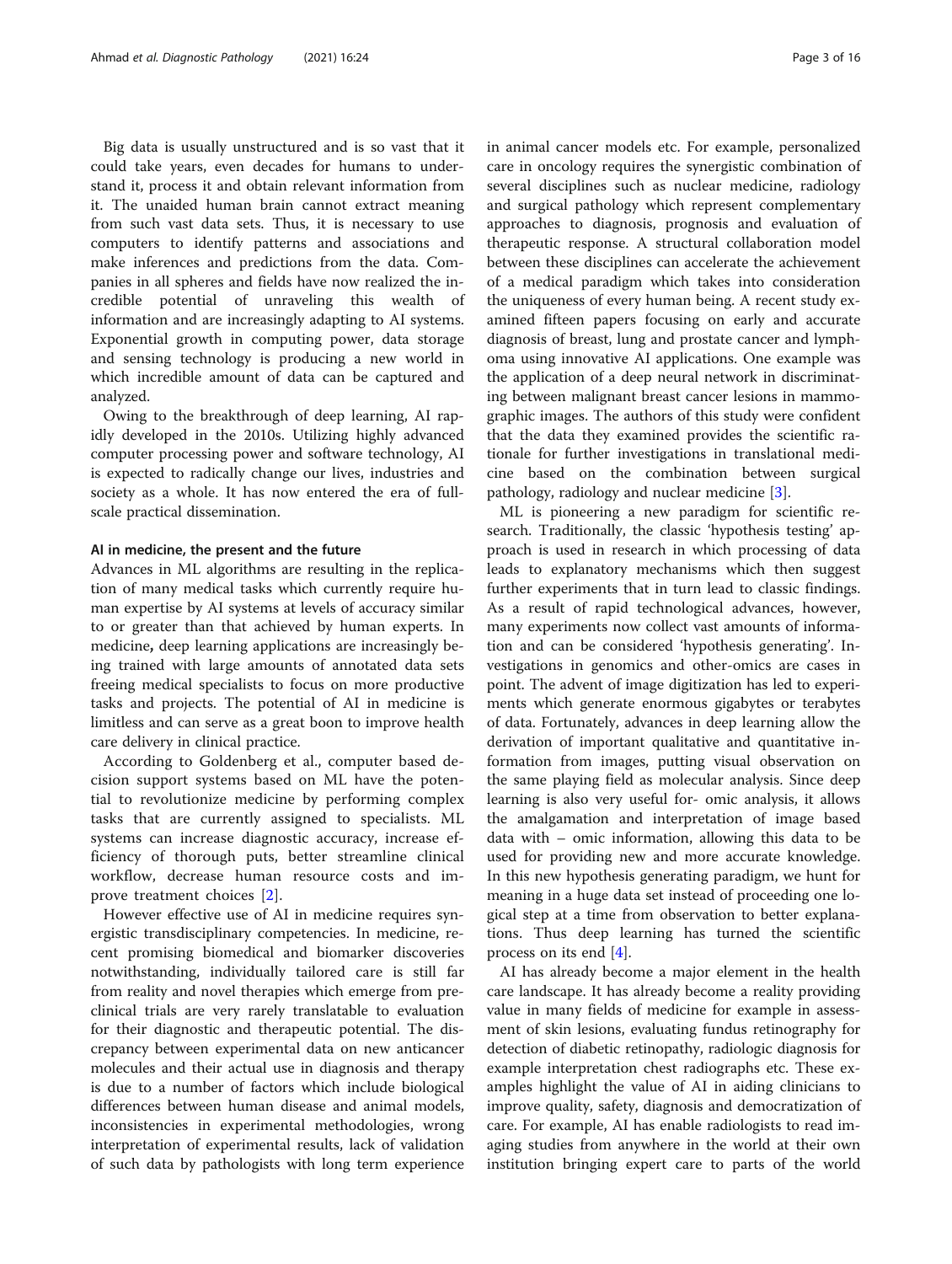Big data is usually unstructured and is so vast that it could take years, even decades for humans to understand it, process it and obtain relevant information from it. The unaided human brain cannot extract meaning from such vast data sets. Thus, it is necessary to use computers to identify patterns and associations and make inferences and predictions from the data. Companies in all spheres and fields have now realized the incredible potential of unraveling this wealth of information and are increasingly adapting to AI systems. Exponential growth in computing power, data storage and sensing technology is producing a new world in which incredible amount of data can be captured and analyzed.

Owing to the breakthrough of deep learning, AI rapidly developed in the 2010s. Utilizing highly advanced computer processing power and software technology, AI is expected to radically change our lives, industries and society as a whole. It has now entered the era of full-scale practical dissemination.

#### AI in medicine, the present and the future

Advances in ML algorithms are resulting in the replication of many medical tasks which currently require human expertise by AI systems at levels of accuracy similar to or greater than that achieved by human experts. In medicine**,** deep learning applications are increasingly being trained with large amounts of annotated data sets freeing medical specialists to focus on more productive tasks and projects. The potential of AI in medicine is limitless and can serve as a great boon to improve health care delivery in clinical practice.

According to Goldenberg et al., computer based decision support systems based on ML have the potential to revolutionize medicine by performing complex tasks that are currently assigned to specialists. ML systems can increase diagnostic accuracy, increase efficiency of thorough puts, better streamline clinical workflow, decrease human resource costs and improve treatment choices [2].

However effective use of AI in medicine requires synergistic transdisciplinary competencies. In medicine, recent promising biomedical and biomarker discoveries notwithstanding, individually tailored care is still far from reality and novel therapies which emerge from preclinical trials are very rarely translatable to evaluation for their diagnostic and therapeutic potential. The discrepancy between experimental data on new anticancer molecules and their actual use in diagnosis and therapy is due to a number of factors which include biological differences between human disease and animal models, inconsistencies in experimental methodologies, wrong interpretation of experimental results, lack of validation of such data by pathologists with long term experience in animal cancer models etc. For example, personalized care in oncology requires the synergistic combination of several disciplines such as nuclear medicine, radiology and surgical pathology which represent complementary approaches to diagnosis, prognosis and evaluation of therapeutic response. A structural collaboration model between these disciplines can accelerate the achievement of a medical paradigm which takes into consideration the uniqueness of every human being. A recent study examined fifteen papers focusing on early and accurate diagnosis of breast, lung and prostate cancer and lymphoma using innovative AI applications. One example was the application of a deep neural network in discriminating between malignant breast cancer lesions in mammographic images. The authors of this study were confident that the data they examined provides the scientific rationale for further investigations in translational medicine based on the combination between surgical pathology, radiology and nuclear medicine [3].

ML is pioneering a new paradigm for scientific research. Traditionally, the classic 'hypothesis testing' approach is used in research in which processing of data leads to explanatory mechanisms which then suggest further experiments that in turn lead to classic findings. As a result of rapid technological advances, however, many experiments now collect vast amounts of information and can be considered 'hypothesis generating'. Investigations in genomics and other-omics are cases in point. The advent of image digitization has led to experiments which generate enormous gigabytes or terabytes of data. Fortunately, advances in deep learning allow the derivation of important qualitative and quantitative information from images, putting visual observation on the same playing field as molecular analysis. Since deep learning is also very useful for- omic analysis, it allows the amalgamation and interpretation of image based data with – omic information, allowing this data to be used for providing new and more accurate knowledge. In this new hypothesis generating paradigm, we hunt for meaning in a huge data set instead of proceeding one logical step at a time from observation to better explanations. Thus deep learning has turned the scientific process on its end [4].

AI has already become a major element in the health care landscape. It has already become a reality providing value in many fields of medicine for example in assessment of skin lesions, evaluating fundus retinography for detection of diabetic retinopathy, radiologic diagnosis for example interpretation chest radiographs etc. These examples highlight the value of AI in aiding clinicians to improve quality, safety, diagnosis and democratization of care. For example, AI has enable radiologists to read imaging studies from anywhere in the world at their own institution bringing expert care to parts of the world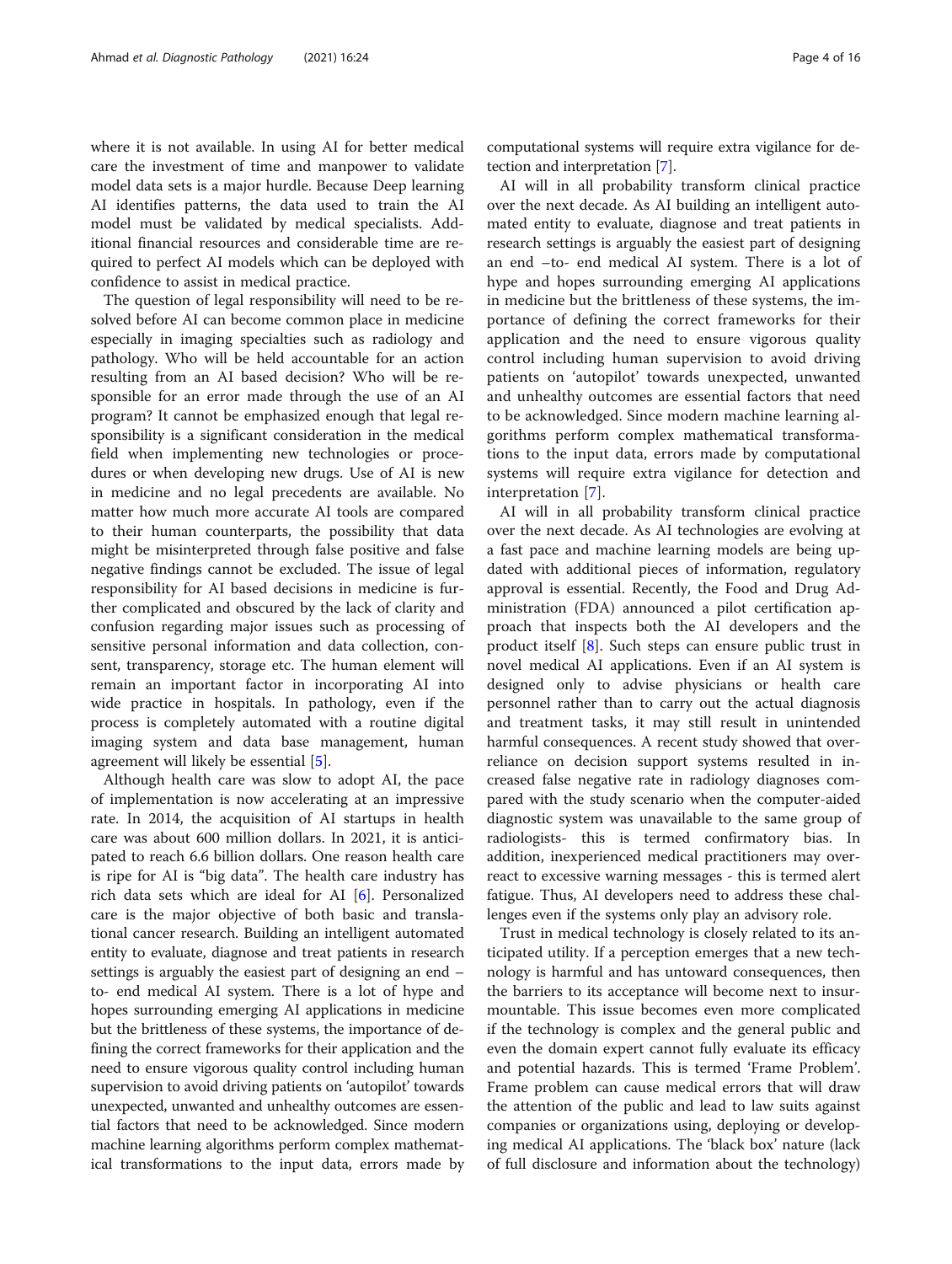where it is not available. In using AI for better medical care the investment of time and manpower to validate model data sets is a major hurdle. Because Deep learning AI identifies patterns, the data used to train the AI model must be validated by medical specialists. Additional financial resources and considerable time are required to perfect AI models which can be deployed with confidence to assist in medical practice.

The question of legal responsibility will need to be resolved before AI can become common place in medicine especially in imaging specialties such as radiology and pathology. Who will be held accountable for an action resulting from an AI based decision? Who will be responsible for an error made through the use of an AI program? It cannot be emphasized enough that legal responsibility is a significant consideration in the medical field when implementing new technologies or procedures or when developing new drugs. Use of AI is new in medicine and no legal precedents are available. No matter how much more accurate AI tools are compared to their human counterparts, the possibility that data might be misinterpreted through false positive and false negative findings cannot be excluded. The issue of legal responsibility for AI based decisions in medicine is further complicated and obscured by the lack of clarity and confusion regarding major issues such as processing of sensitive personal information and data collection, consent, transparency, storage etc. The human element will remain an important factor in incorporating AI into wide practice in hospitals. In pathology, even if the process is completely automated with a routine digital imaging system and data base management, human agreement will likely be essential [5].

Although health care was slow to adopt AI, the pace of implementation is now accelerating at an impressive rate. In 2014, the acquisition of AI startups in health care was about 600 million dollars. In 2021, it is anticipated to reach 6.6 billion dollars. One reason health care is ripe for AI is "big data". The health care industry has rich data sets which are ideal for AI [6]. Personalized care is the major objective of both basic and translational cancer research. Building an intelligent automated entity to evaluate, diagnose and treat patients in research settings is arguably the easiest part of designing an end –to- end medical AI system. There is a lot of hype and hopes surrounding emerging AI applications in medicine but the brittleness of these systems, the importance of defining the correct frameworks for their application and the need to ensure vigorous quality control including human supervision to avoid driving patients on 'autopilot' towards unexpected, unwanted and unhealthy outcomes are essential factors that need to be acknowledged. Since modern machine learning algorithms perform complex mathematical transformations to the input data, errors made by computational systems will require extra vigilance for detection and interpretation [7].

AI will in all probability transform clinical practice over the next decade. As AI building an intelligent automated entity to evaluate, diagnose and treat patients in research settings is arguably the easiest part of designing an end –to- end medical AI system. There is a lot of hype and hopes surrounding emerging AI applications in medicine but the brittleness of these systems, the importance of defining the correct frameworks for their application and the need to ensure vigorous quality control including human supervision to avoid driving patients on 'autopilot' towards unexpected, unwanted and unhealthy outcomes are essential factors that need to be acknowledged. Since modern machine learning algorithms perform complex mathematical transformations to the input data, errors made by computational systems will require extra vigilance for detection and interpretation [7].

AI will in all probability transform clinical practice over the next decade. As AI technologies are evolving at a fast pace and machine learning models are being updated with additional pieces of information, regulatory approval is essential. Recently, the Food and Drug Administration (FDA) announced a pilot certification approach that inspects both the AI developers and the product itself [8]. Such steps can ensure public trust in novel medical AI applications. Even if an AI system is designed only to advise physicians or health care personnel rather than to carry out the actual diagnosis and treatment tasks, it may still result in unintended harmful consequences. A recent study showed that overreliance on decision support systems resulted in increased false negative rate in radiology diagnoses compared with the study scenario when the computer-aided diagnostic system was unavailable to the same group of radiologists- this is termed confirmatory bias. In addition, inexperienced medical practitioners may overreact to excessive warning messages - this is termed alert fatigue. Thus, AI developers need to address these challenges even if the systems only play an advisory role.

Trust in medical technology is closely related to its anticipated utility. If a perception emerges that a new technology is harmful and has untoward consequences, then the barriers to its acceptance will become next to insurmountable. This issue becomes even more complicated if the technology is complex and the general public and even the domain expert cannot fully evaluate its efficacy and potential hazards. This is termed 'Frame Problem'. Frame problem can cause medical errors that will draw the attention of the public and lead to law suits against companies or organizations using, deploying or developing medical AI applications. The 'black box' nature (lack of full disclosure and information about the technology)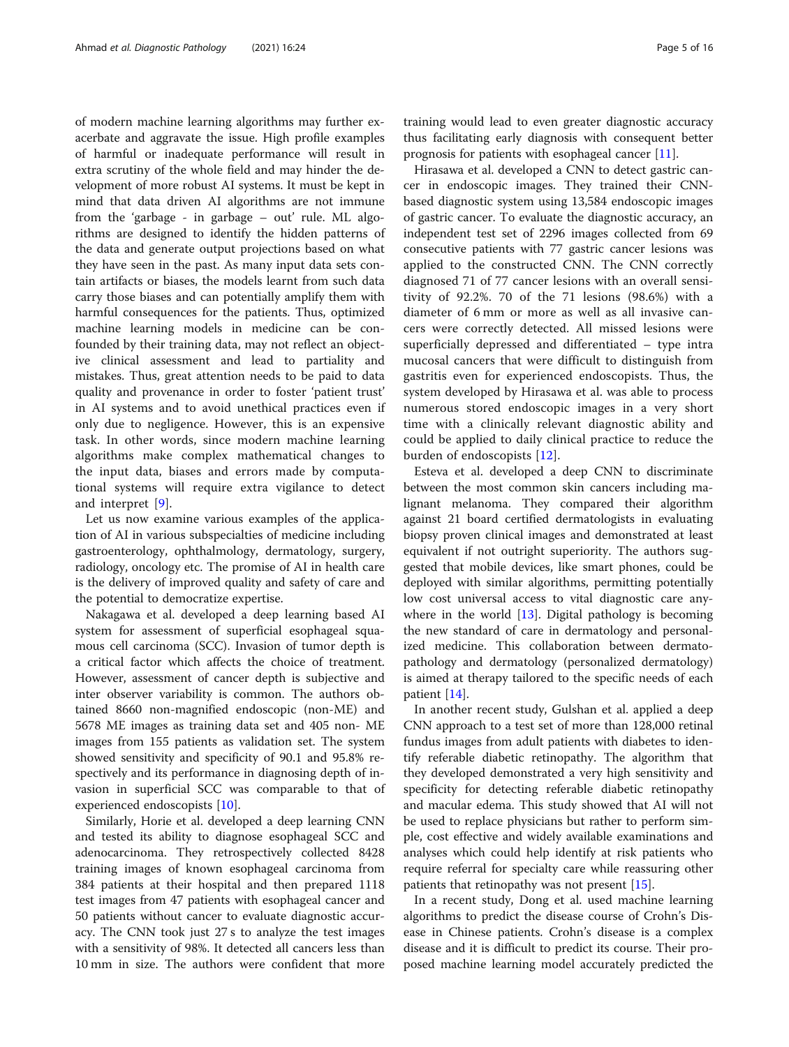of modern machine learning algorithms may further exacerbate and aggravate the issue. High profile examples of harmful or inadequate performance will result in extra scrutiny of the whole field and may hinder the development of more robust AI systems. It must be kept in mind that data driven AI algorithms are not immune from the 'garbage - in garbage – out' rule. ML algorithms are designed to identify the hidden patterns of the data and generate output projections based on what they have seen in the past. As many input data sets contain artifacts or biases, the models learnt from such data carry those biases and can potentially amplify them with harmful consequences for the patients. Thus, optimized machine learning models in medicine can be confounded by their training data, may not reflect an objective clinical assessment and lead to partiality and mistakes. Thus, great attention needs to be paid to data quality and provenance in order to foster 'patient trust' in AI systems and to avoid unethical practices even if only due to negligence. However, this is an expensive task. In other words, since modern machine learning algorithms make complex mathematical changes to the input data, biases and errors made by computational systems will require extra vigilance to detect and interpret [9].

Let us now examine various examples of the application of AI in various subspecialties of medicine including gastroenterology, ophthalmology, dermatology, surgery, radiology, oncology etc. The promise of AI in health care is the delivery of improved quality and safety of care and the potential to democratize expertise.

Nakagawa et al. developed a deep learning based AI system for assessment of superficial esophageal squamous cell carcinoma (SCC). Invasion of tumor depth is a critical factor which affects the choice of treatment. However, assessment of cancer depth is subjective and inter observer variability is common. The authors obtained 8660 non-magnified endoscopic (non-ME) and 5678 ME images as training data set and 405 non- ME images from 155 patients as validation set. The system showed sensitivity and specificity of 90.1 and 95.8% respectively and its performance in diagnosing depth of invasion in superficial SCC was comparable to that of experienced endoscopists [10].

Similarly, Horie et al. developed a deep learning CNN and tested its ability to diagnose esophageal SCC and adenocarcinoma. They retrospectively collected 8428 training images of known esophageal carcinoma from 384 patients at their hospital and then prepared 1118 test images from 47 patients with esophageal cancer and 50 patients without cancer to evaluate diagnostic accuracy. The CNN took just 27 s to analyze the test images with a sensitivity of 98%. It detected all cancers less than 10 mm in size. The authors were confident that more training would lead to even greater diagnostic accuracy thus facilitating early diagnosis with consequent better prognosis for patients with esophageal cancer [11].

Hirasawa et al. developed a CNN to detect gastric cancer in endoscopic images. They trained their CNN-based diagnostic system using 13,584 endoscopic images of gastric cancer. To evaluate the diagnostic accuracy, an independent test set of 2296 images collected from 69 consecutive patients with 77 gastric cancer lesions was applied to the constructed CNN. The CNN correctly diagnosed 71 of 77 cancer lesions with an overall sensitivity of 92.2%. 70 of the 71 lesions (98.6%) with a diameter of 6 mm or more as well as all invasive cancers were correctly detected. All missed lesions were superficially depressed and differentiated – type intra mucosal cancers that were difficult to distinguish from gastritis even for experienced endoscopists. Thus, the system developed by Hirasawa et al. was able to process numerous stored endoscopic images in a very short time with a clinically relevant diagnostic ability and could be applied to daily clinical practice to reduce the burden of endoscopists [12].

Esteva et al. developed a deep CNN to discriminate between the most common skin cancers including malignant melanoma. They compared their algorithm against 21 board certified dermatologists in evaluating biopsy proven clinical images and demonstrated at least equivalent if not outright superiority. The authors suggested that mobile devices, like smart phones, could be deployed with similar algorithms, permitting potentially low cost universal access to vital diagnostic care anywhere in the world [13]. Digital pathology is becoming the new standard of care in dermatology and personalized medicine. This collaboration between dermatopathology and dermatology (personalized dermatology) is aimed at therapy tailored to the specific needs of each patient [14].

In another recent study, Gulshan et al. applied a deep CNN approach to a test set of more than 128,000 retinal fundus images from adult patients with diabetes to identify referable diabetic retinopathy. The algorithm that they developed demonstrated a very high sensitivity and specificity for detecting referable diabetic retinopathy and macular edema. This study showed that AI will not be used to replace physicians but rather to perform simple, cost effective and widely available examinations and analyses which could help identify at risk patients who require referral for specialty care while reassuring other patients that retinopathy was not present [15].

In a recent study, Dong et al. used machine learning algorithms to predict the disease course of Crohn's Disease in Chinese patients. Crohn's disease is a complex disease and it is difficult to predict its course. Their proposed machine learning model accurately predicted the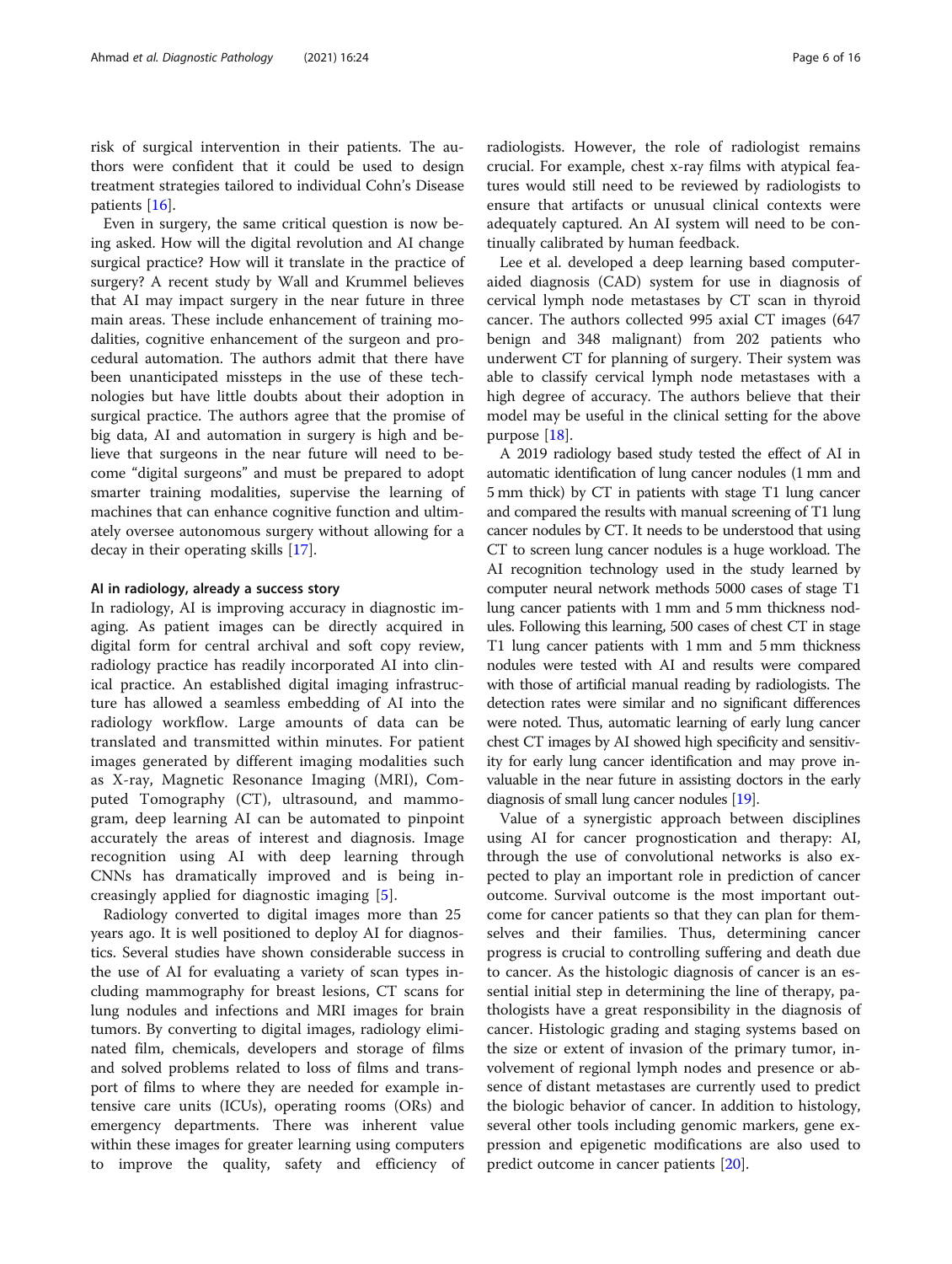risk of surgical intervention in their patients. The authors were confident that it could be used to design treatment strategies tailored to individual Cohn's Disease patients [16].

Even in surgery, the same critical question is now being asked. How will the digital revolution and AI change surgical practice? How will it translate in the practice of surgery? A recent study by Wall and Krummel believes that AI may impact surgery in the near future in three main areas. These include enhancement of training modalities, cognitive enhancement of the surgeon and procedural automation. The authors admit that there have been unanticipated missteps in the use of these technologies but have little doubts about their adoption in surgical practice. The authors agree that the promise of big data, AI and automation in surgery is high and believe that surgeons in the near future will need to become "digital surgeons" and must be prepared to adopt smarter training modalities, supervise the learning of machines that can enhance cognitive function and ultimately oversee autonomous surgery without allowing for a decay in their operating skills [17].

#### AI in radiology, already a success story

In radiology, AI is improving accuracy in diagnostic imaging. As patient images can be directly acquired in digital form for central archival and soft copy review, radiology practice has readily incorporated AI into clinical practice. An established digital imaging infrastructure has allowed a seamless embedding of AI into the radiology workflow. Large amounts of data can be translated and transmitted within minutes. For patient images generated by different imaging modalities such as X-ray, Magnetic Resonance Imaging (MRI), Computed Tomography (CT), ultrasound, and mammogram, deep learning AI can be automated to pinpoint accurately the areas of interest and diagnosis. Image recognition using AI with deep learning through CNNs has dramatically improved and is being increasingly applied for diagnostic imaging [5].

Radiology converted to digital images more than 25 years ago. It is well positioned to deploy AI for diagnostics. Several studies have shown considerable success in the use of AI for evaluating a variety of scan types including mammography for breast lesions, CT scans for lung nodules and infections and MRI images for brain tumors. By converting to digital images, radiology eliminated film, chemicals, developers and storage of films and solved problems related to loss of films and transport of films to where they are needed for example intensive care units (ICUs), operating rooms (ORs) and emergency departments. There was inherent value within these images for greater learning using computers to improve the quality, safety and efficiency of radiologists. However, the role of radiologist remains crucial. For example, chest x-ray films with atypical features would still need to be reviewed by radiologists to ensure that artifacts or unusual clinical contexts were adequately captured. An AI system will need to be continually calibrated by human feedback.

Lee et al. developed a deep learning based computer-aided diagnosis (CAD) system for use in diagnosis of cervical lymph node metastases by CT scan in thyroid cancer. The authors collected 995 axial CT images (647 benign and 348 malignant) from 202 patients who underwent CT for planning of surgery. Their system was able to classify cervical lymph node metastases with a high degree of accuracy. The authors believe that their model may be useful in the clinical setting for the above purpose [18].

A 2019 radiology based study tested the effect of AI in automatic identification of lung cancer nodules (1 mm and 5 mm thick) by CT in patients with stage T1 lung cancer and compared the results with manual screening of T1 lung cancer nodules by CT. It needs to be understood that using CT to screen lung cancer nodules is a huge workload. The AI recognition technology used in the study learned by computer neural network methods 5000 cases of stage T1 lung cancer patients with 1 mm and 5 mm thickness nodules. Following this learning, 500 cases of chest CT in stage T1 lung cancer patients with 1 mm and 5 mm thickness nodules were tested with AI and results were compared with those of artificial manual reading by radiologists. The detection rates were similar and no significant differences were noted. Thus, automatic learning of early lung cancer chest CT images by AI showed high specificity and sensitivity for early lung cancer identification and may prove invaluable in the near future in assisting doctors in the early diagnosis of small lung cancer nodules [19].

Value of a synergistic approach between disciplines using AI for cancer prognostication and therapy: AI, through the use of convolutional networks is also expected to play an important role in prediction of cancer outcome. Survival outcome is the most important outcome for cancer patients so that they can plan for themselves and their families. Thus, determining cancer progress is crucial to controlling suffering and death due to cancer. As the histologic diagnosis of cancer is an essential initial step in determining the line of therapy, pathologists have a great responsibility in the diagnosis of cancer. Histologic grading and staging systems based on the size or extent of invasion of the primary tumor, involvement of regional lymph nodes and presence or absence of distant metastases are currently used to predict the biologic behavior of cancer. In addition to histology, several other tools including genomic markers, gene expression and epigenetic modifications are also used to predict outcome in cancer patients [20].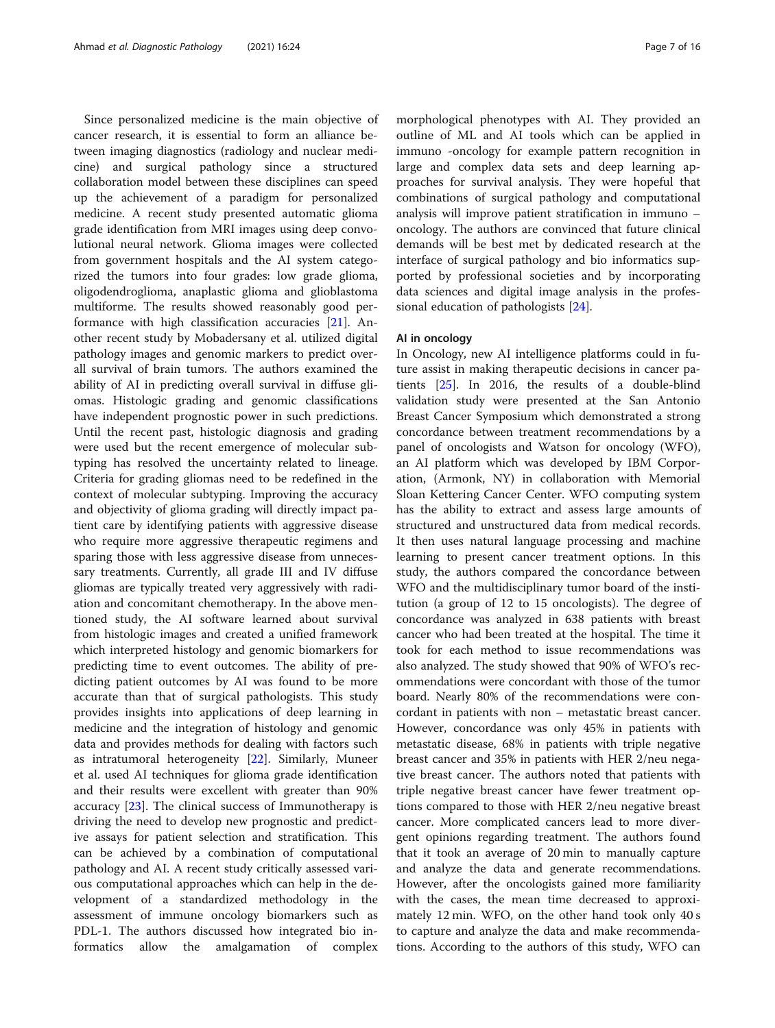Since personalized medicine is the main objective of cancer research, it is essential to form an alliance between imaging diagnostics (radiology and nuclear medicine) and surgical pathology since a structured collaboration model between these disciplines can speed up the achievement of a paradigm for personalized medicine. A recent study presented automatic glioma grade identification from MRI images using deep convolutional neural network. Glioma images were collected from government hospitals and the AI system categorized the tumors into four grades: low grade glioma, oligodendroglioma, anaplastic glioma and glioblastoma multiforme. The results showed reasonably good performance with high classification accuracies [21]. Another recent study by Mobadersany et al. utilized digital pathology images and genomic markers to predict overall survival of brain tumors. The authors examined the ability of AI in predicting overall survival in diffuse gliomas. Histologic grading and genomic classifications have independent prognostic power in such predictions. Until the recent past, histologic diagnosis and grading were used but the recent emergence of molecular subtyping has resolved the uncertainty related to lineage. Criteria for grading gliomas need to be redefined in the context of molecular subtyping. Improving the accuracy and objectivity of glioma grading will directly impact patient care by identifying patients with aggressive disease who require more aggressive therapeutic regimens and sparing those with less aggressive disease from unnecessary treatments. Currently, all grade III and IV diffuse gliomas are typically treated very aggressively with radiation and concomitant chemotherapy. In the above mentioned study, the AI software learned about survival from histologic images and created a unified framework which interpreted histology and genomic biomarkers for predicting time to event outcomes. The ability of predicting patient outcomes by AI was found to be more accurate than that of surgical pathologists. This study provides insights into applications of deep learning in medicine and the integration of histology and genomic data and provides methods for dealing with factors such as intratumoral heterogeneity [22]. Similarly, Muneer et al. used AI techniques for glioma grade identification and their results were excellent with greater than 90% accuracy [23]. The clinical success of Immunotherapy is driving the need to develop new prognostic and predictive assays for patient selection and stratification. This can be achieved by a combination of computational pathology and AI. A recent study critically assessed various computational approaches which can help in the development of a standardized methodology in the assessment of immune oncology biomarkers such as PDL-1. The authors discussed how integrated bio informatics allow the amalgamation of complex morphological phenotypes with AI. They provided an outline of ML and AI tools which can be applied in immuno -oncology for example pattern recognition in large and complex data sets and deep learning approaches for survival analysis. They were hopeful that combinations of surgical pathology and computational analysis will improve patient stratification in immuno – oncology. The authors are convinced that future clinical demands will be best met by dedicated research at the interface of surgical pathology and bio informatics supported by professional societies and by incorporating data sciences and digital image analysis in the professional education of pathologists [24].

## AI in oncology

In Oncology, new AI intelligence platforms could in future assist in making therapeutic decisions in cancer patients [25]. In 2016, the results of a double-blind validation study were presented at the San Antonio Breast Cancer Symposium which demonstrated a strong concordance between treatment recommendations by a panel of oncologists and Watson for oncology (WFO), an AI platform which was developed by IBM Corporation, (Armonk, NY) in collaboration with Memorial Sloan Kettering Cancer Center. WFO computing system has the ability to extract and assess large amounts of structured and unstructured data from medical records. It then uses natural language processing and machine learning to present cancer treatment options. In this study, the authors compared the concordance between WFO and the multidisciplinary tumor board of the institution (a group of 12 to 15 oncologists). The degree of concordance was analyzed in 638 patients with breast cancer who had been treated at the hospital. The time it took for each method to issue recommendations was also analyzed. The study showed that 90% of WFO's recommendations were concordant with those of the tumor board. Nearly 80% of the recommendations were concordant in patients with non – metastatic breast cancer. However, concordance was only 45% in patients with metastatic disease, 68% in patients with triple negative breast cancer and 35% in patients with HER 2/neu negative breast cancer. The authors noted that patients with triple negative breast cancer have fewer treatment options compared to those with HER 2/neu negative breast cancer. More complicated cancers lead to more divergent opinions regarding treatment. The authors found that it took an average of 20 min to manually capture and analyze the data and generate recommendations. However, after the oncologists gained more familiarity with the cases, the mean time decreased to approximately 12 min. WFO, on the other hand took only 40 s to capture and analyze the data and make recommendations. According to the authors of this study, WFO can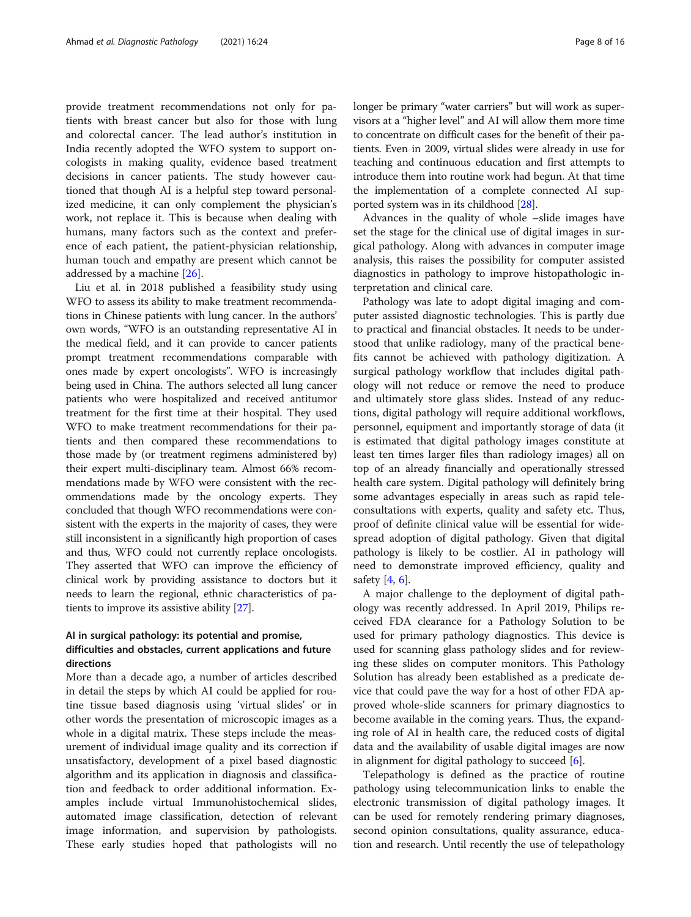provide treatment recommendations not only for patients with breast cancer but also for those with lung and colorectal cancer. The lead author's institution in India recently adopted the WFO system to support oncologists in making quality, evidence based treatment decisions in cancer patients. The study however cautioned that though AI is a helpful step toward personalized medicine, it can only complement the physician's work, not replace it. This is because when dealing with humans, many factors such as the context and preference of each patient, the patient-physician relationship, human touch and empathy are present which cannot be addressed by a machine [26].

Liu et al. in 2018 published a feasibility study using WFO to assess its ability to make treatment recommendations in Chinese patients with lung cancer. In the authors' own words, "WFO is an outstanding representative AI in the medical field, and it can provide to cancer patients prompt treatment recommendations comparable with ones made by expert oncologists". WFO is increasingly being used in China. The authors selected all lung cancer patients who were hospitalized and received antitumor treatment for the first time at their hospital. They used WFO to make treatment recommendations for their patients and then compared these recommendations to those made by (or treatment regimens administered by) their expert multi-disciplinary team. Almost 66% recommendations made by WFO were consistent with the recommendations made by the oncology experts. They concluded that though WFO recommendations were consistent with the experts in the majority of cases, they were still inconsistent in a significantly high proportion of cases and thus, WFO could not currently replace oncologists. They asserted that WFO can improve the efficiency of clinical work by providing assistance to doctors but it needs to learn the regional, ethnic characteristics of patients to improve its assistive ability [27].

## AI in surgical pathology: its potential and promise, difficulties and obstacles, current applications and future directions

More than a decade ago, a number of articles described in detail the steps by which AI could be applied for routine tissue based diagnosis using 'virtual slides' or in other words the presentation of microscopic images as a whole in a digital matrix. These steps include the measurement of individual image quality and its correction if unsatisfactory, development of a pixel based diagnostic algorithm and its application in diagnosis and classification and feedback to order additional information. Examples include virtual Immunohistochemical slides, automated image classification, detection of relevant image information, and supervision by pathologists. These early studies hoped that pathologists will no longer be primary "water carriers" but will work as supervisors at a "higher level" and AI will allow them more time to concentrate on difficult cases for the benefit of their patients. Even in 2009, virtual slides were already in use for teaching and continuous education and first attempts to introduce them into routine work had begun. At that time the implementation of a complete connected AI supported system was in its childhood [28].

Advances in the quality of whole –slide images have set the stage for the clinical use of digital images in surgical pathology. Along with advances in computer image analysis, this raises the possibility for computer assisted diagnostics in pathology to improve histopathologic interpretation and clinical care.

Pathology was late to adopt digital imaging and computer assisted diagnostic technologies. This is partly due to practical and financial obstacles. It needs to be understood that unlike radiology, many of the practical benefits cannot be achieved with pathology digitization. A surgical pathology workflow that includes digital pathology will not reduce or remove the need to produce and ultimately store glass slides. Instead of any reductions, digital pathology will require additional workflows, personnel, equipment and importantly storage of data (it is estimated that digital pathology images constitute at least ten times larger files than radiology images) all on top of an already financially and operationally stressed health care system. Digital pathology will definitely bring some advantages especially in areas such as rapid teleconsultations with experts, quality and safety etc. Thus, proof of definite clinical value will be essential for widespread adoption of digital pathology. Given that digital pathology is likely to be costlier. AI in pathology will need to demonstrate improved efficiency, quality and safety [4, 6].

A major challenge to the deployment of digital pathology was recently addressed. In April 2019, Philips received FDA clearance for a Pathology Solution to be used for primary pathology diagnostics. This device is used for scanning glass pathology slides and for reviewing these slides on computer monitors. This Pathology Solution has already been established as a predicate device that could pave the way for a host of other FDA approved whole-slide scanners for primary diagnostics to become available in the coming years. Thus, the expanding role of AI in health care, the reduced costs of digital data and the availability of usable digital images are now in alignment for digital pathology to succeed [6].

Telepathology is defined as the practice of routine pathology using telecommunication links to enable the electronic transmission of digital pathology images. It can be used for remotely rendering primary diagnoses, second opinion consultations, quality assurance, education and research. Until recently the use of telepathology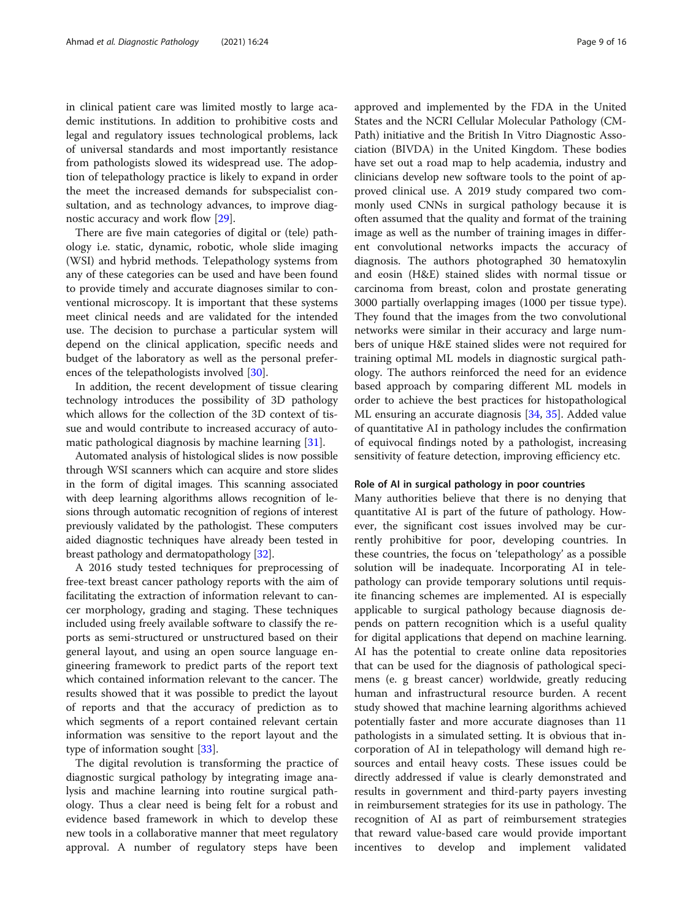in clinical patient care was limited mostly to large academic institutions. In addition to prohibitive costs and legal and regulatory issues technological problems, lack of universal standards and most importantly resistance from pathologists slowed its widespread use. The adoption of telepathology practice is likely to expand in order the meet the increased demands for subspecialist consultation, and as technology advances, to improve diagnostic accuracy and work flow [29].

There are five main categories of digital or (tele) pathology i.e. static, dynamic, robotic, whole slide imaging (WSI) and hybrid methods. Telepathology systems from any of these categories can be used and have been found to provide timely and accurate diagnoses similar to conventional microscopy. It is important that these systems meet clinical needs and are validated for the intended use. The decision to purchase a particular system will depend on the clinical application, specific needs and budget of the laboratory as well as the personal preferences of the telepathologists involved [30].

In addition, the recent development of tissue clearing technology introduces the possibility of 3D pathology which allows for the collection of the 3D context of tissue and would contribute to increased accuracy of automatic pathological diagnosis by machine learning [31].

Automated analysis of histological slides is now possible through WSI scanners which can acquire and store slides in the form of digital images. This scanning associated with deep learning algorithms allows recognition of lesions through automatic recognition of regions of interest previously validated by the pathologist. These computers aided diagnostic techniques have already been tested in breast pathology and dermatopathology [32].

A 2016 study tested techniques for preprocessing of free-text breast cancer pathology reports with the aim of facilitating the extraction of information relevant to cancer morphology, grading and staging. These techniques included using freely available software to classify the reports as semi-structured or unstructured based on their general layout, and using an open source language engineering framework to predict parts of the report text which contained information relevant to the cancer. The results showed that it was possible to predict the layout of reports and that the accuracy of prediction as to which segments of a report contained relevant certain information was sensitive to the report layout and the type of information sought [33].

The digital revolution is transforming the practice of diagnostic surgical pathology by integrating image analysis and machine learning into routine surgical pathology. Thus a clear need is being felt for a robust and evidence based framework in which to develop these new tools in a collaborative manner that meet regulatory approval. A number of regulatory steps have been approved and implemented by the FDA in the United States and the NCRI Cellular Molecular Pathology (CM-Path) initiative and the British In Vitro Diagnostic Association (BIVDA) in the United Kingdom. These bodies have set out a road map to help academia, industry and clinicians develop new software tools to the point of approved clinical use. A 2019 study compared two commonly used CNNs in surgical pathology because it is often assumed that the quality and format of the training image as well as the number of training images in different convolutional networks impacts the accuracy of diagnosis. The authors photographed 30 hematoxylin and eosin (H&E) stained slides with normal tissue or carcinoma from breast, colon and prostate generating 3000 partially overlapping images (1000 per tissue type). They found that the images from the two convolutional networks were similar in their accuracy and large numbers of unique H&E stained slides were not required for training optimal ML models in diagnostic surgical pathology. The authors reinforced the need for an evidence based approach by comparing different ML models in order to achieve the best practices for histopathological ML ensuring an accurate diagnosis [34, 35]. Added value of quantitative AI in pathology includes the confirmation of equivocal findings noted by a pathologist, increasing sensitivity of feature detection, improving efficiency etc.

### Role of AI in surgical pathology in poor countries

Many authorities believe that there is no denying that quantitative AI is part of the future of pathology. However, the significant cost issues involved may be currently prohibitive for poor, developing countries. In these countries, the focus on 'telepathology' as a possible solution will be inadequate. Incorporating AI in telepathology can provide temporary solutions until requisite financing schemes are implemented. AI is especially applicable to surgical pathology because diagnosis depends on pattern recognition which is a useful quality for digital applications that depend on machine learning. AI has the potential to create online data repositories that can be used for the diagnosis of pathological specimens (e. g breast cancer) worldwide, greatly reducing human and infrastructural resource burden. A recent study showed that machine learning algorithms achieved potentially faster and more accurate diagnoses than 11 pathologists in a simulated setting. It is obvious that incorporation of AI in telepathology will demand high resources and entail heavy costs. These issues could be directly addressed if value is clearly demonstrated and results in government and third-party payers investing in reimbursement strategies for its use in pathology. The recognition of AI as part of reimbursement strategies that reward value-based care would provide important incentives to develop and implement validated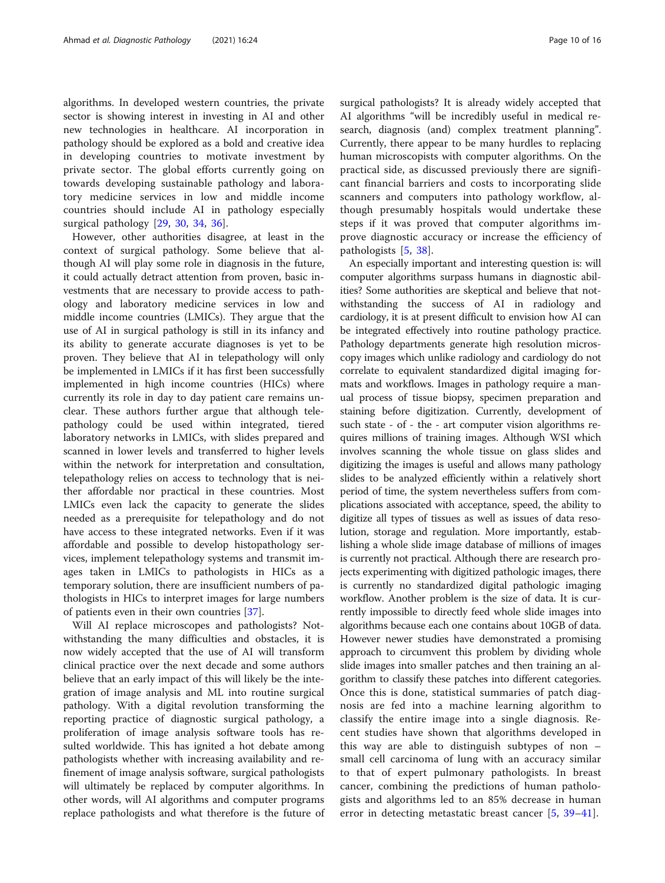algorithms. In developed western countries, the private sector is showing interest in investing in AI and other new technologies in healthcare. AI incorporation in pathology should be explored as a bold and creative idea in developing countries to motivate investment by private sector. The global efforts currently going on towards developing sustainable pathology and laboratory medicine services in low and middle income countries should include AI in pathology especially surgical pathology [29, 30, 34, 36].

However, other authorities disagree, at least in the context of surgical pathology. Some believe that although AI will play some role in diagnosis in the future, it could actually detract attention from proven, basic investments that are necessary to provide access to pathology and laboratory medicine services in low and middle income countries (LMICs). They argue that the use of AI in surgical pathology is still in its infancy and its ability to generate accurate diagnoses is yet to be proven. They believe that AI in telepathology will only be implemented in LMICs if it has first been successfully implemented in high income countries (HICs) where currently its role in day to day patient care remains unclear. These authors further argue that although telepathology could be used within integrated, tiered laboratory networks in LMICs, with slides prepared and scanned in lower levels and transferred to higher levels within the network for interpretation and consultation, telepathology relies on access to technology that is neither affordable nor practical in these countries. Most LMICs even lack the capacity to generate the slides needed as a prerequisite for telepathology and do not have access to these integrated networks. Even if it was affordable and possible to develop histopathology services, implement telepathology systems and transmit images taken in LMICs to pathologists in HICs as a temporary solution, there are insufficient numbers of pathologists in HICs to interpret images for large numbers of patients even in their own countries [37].

Will AI replace microscopes and pathologists? Notwithstanding the many difficulties and obstacles, it is now widely accepted that the use of AI will transform clinical practice over the next decade and some authors believe that an early impact of this will likely be the integration of image analysis and ML into routine surgical pathology. With a digital revolution transforming the reporting practice of diagnostic surgical pathology, a proliferation of image analysis software tools has resulted worldwide. This has ignited a hot debate among pathologists whether with increasing availability and refinement of image analysis software, surgical pathologists will ultimately be replaced by computer algorithms. In other words, will AI algorithms and computer programs replace pathologists and what therefore is the future of surgical pathologists? It is already widely accepted that AI algorithms "will be incredibly useful in medical research, diagnosis (and) complex treatment planning". Currently, there appear to be many hurdles to replacing human microscopists with computer algorithms. On the practical side, as discussed previously there are significant financial barriers and costs to incorporating slide scanners and computers into pathology workflow, although presumably hospitals would undertake these steps if it was proved that computer algorithms improve diagnostic accuracy or increase the efficiency of pathologists [5, 38].

An especially important and interesting question is: will computer algorithms surpass humans in diagnostic abilities? Some authorities are skeptical and believe that notwithstanding the success of AI in radiology and cardiology, it is at present difficult to envision how AI can be integrated effectively into routine pathology practice. Pathology departments generate high resolution microscopy images which unlike radiology and cardiology do not correlate to equivalent standardized digital imaging formats and workflows. Images in pathology require a manual process of tissue biopsy, specimen preparation and staining before digitization. Currently, development of such state - of - the - art computer vision algorithms requires millions of training images. Although WSI which involves scanning the whole tissue on glass slides and digitizing the images is useful and allows many pathology slides to be analyzed efficiently within a relatively short period of time, the system nevertheless suffers from complications associated with acceptance, speed, the ability to digitize all types of tissues as well as issues of data resolution, storage and regulation. More importantly, establishing a whole slide image database of millions of images is currently not practical. Although there are research projects experimenting with digitized pathologic images, there is currently no standardized digital pathologic imaging workflow. Another problem is the size of data. It is currently impossible to directly feed whole slide images into algorithms because each one contains about 10GB of data. However newer studies have demonstrated a promising approach to circumvent this problem by dividing whole slide images into smaller patches and then training an algorithm to classify these patches into different categories. Once this is done, statistical summaries of patch diagnosis are fed into a machine learning algorithm to classify the entire image into a single diagnosis. Recent studies have shown that algorithms developed in this way are able to distinguish subtypes of non – small cell carcinoma of lung with an accuracy similar to that of expert pulmonary pathologists. In breast cancer, combining the predictions of human pathologists and algorithms led to an 85% decrease in human error in detecting metastatic breast cancer [5, 39–41].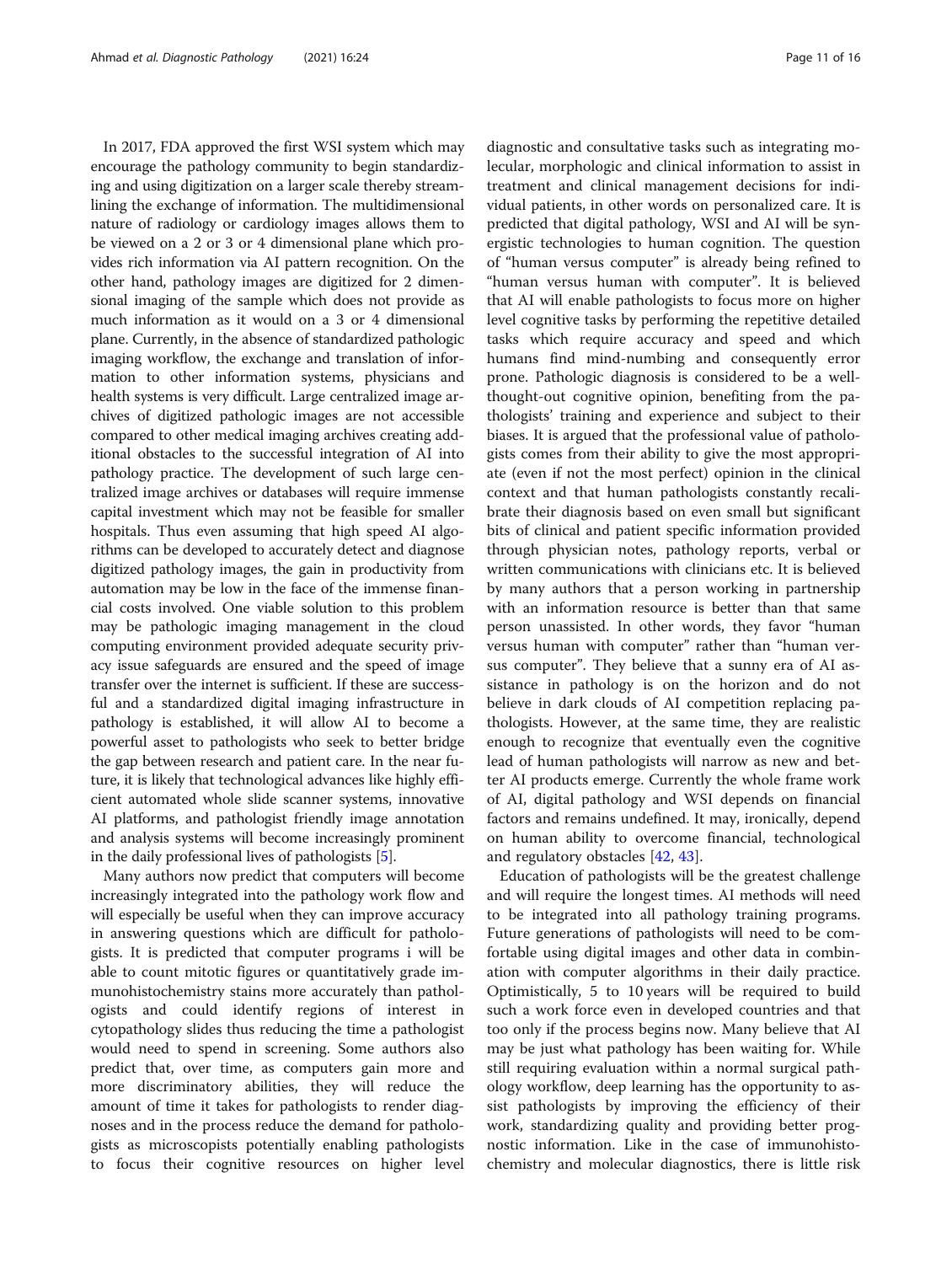In 2017, FDA approved the first WSI system which may encourage the pathology community to begin standardizing and using digitization on a larger scale thereby streamlining the exchange of information. The multidimensional nature of radiology or cardiology images allows them to be viewed on a 2 or 3 or 4 dimensional plane which provides rich information via AI pattern recognition. On the other hand, pathology images are digitized for 2 dimensional imaging of the sample which does not provide as much information as it would on a 3 or 4 dimensional plane. Currently, in the absence of standardized pathologic imaging workflow, the exchange and translation of information to other information systems, physicians and health systems is very difficult. Large centralized image archives of digitized pathologic images are not accessible compared to other medical imaging archives creating additional obstacles to the successful integration of AI into pathology practice. The development of such large centralized image archives or databases will require immense capital investment which may not be feasible for smaller hospitals. Thus even assuming that high speed AI algorithms can be developed to accurately detect and diagnose digitized pathology images, the gain in productivity from automation may be low in the face of the immense financial costs involved. One viable solution to this problem may be pathologic imaging management in the cloud computing environment provided adequate security privacy issue safeguards are ensured and the speed of image transfer over the internet is sufficient. If these are successful and a standardized digital imaging infrastructure in pathology is established, it will allow AI to become a powerful asset to pathologists who seek to better bridge the gap between research and patient care. In the near future, it is likely that technological advances like highly efficient automated whole slide scanner systems, innovative AI platforms, and pathologist friendly image annotation and analysis systems will become increasingly prominent in the daily professional lives of pathologists [5].

Many authors now predict that computers will become increasingly integrated into the pathology work flow and will especially be useful when they can improve accuracy in answering questions which are difficult for pathologists. It is predicted that computer programs i will be able to count mitotic figures or quantitatively grade immunohistochemistry stains more accurately than pathologists and could identify regions of interest in cytopathology slides thus reducing the time a pathologist would need to spend in screening. Some authors also predict that, over time, as computers gain more and more discriminatory abilities, they will reduce the amount of time it takes for pathologists to render diagnoses and in the process reduce the demand for pathologists as microscopists potentially enabling pathologists to focus their cognitive resources on higher level diagnostic and consultative tasks such as integrating molecular, morphologic and clinical information to assist in treatment and clinical management decisions for individual patients, in other words on personalized care. It is predicted that digital pathology, WSI and AI will be synergistic technologies to human cognition. The question of "human versus computer" is already being refined to "human versus human with computer". It is believed that AI will enable pathologists to focus more on higher level cognitive tasks by performing the repetitive detailed tasks which require accuracy and speed and which humans find mind-numbing and consequently error prone. Pathologic diagnosis is considered to be a well-thought-out cognitive opinion, benefiting from the pathologists' training and experience and subject to their biases. It is argued that the professional value of pathologists comes from their ability to give the most appropriate (even if not the most perfect) opinion in the clinical context and that human pathologists constantly recalibrate their diagnosis based on even small but significant bits of clinical and patient specific information provided through physician notes, pathology reports, verbal or written communications with clinicians etc. It is believed by many authors that a person working in partnership with an information resource is better than that same person unassisted. In other words, they favor "human versus human with computer" rather than "human versus computer". They believe that a sunny era of AI assistance in pathology is on the horizon and do not believe in dark clouds of AI competition replacing pathologists. However, at the same time, they are realistic enough to recognize that eventually even the cognitive lead of human pathologists will narrow as new and better AI products emerge. Currently the whole frame work of AI, digital pathology and WSI depends on financial factors and remains undefined. It may, ironically, depend on human ability to overcome financial, technological and regulatory obstacles [42, 43].

Education of pathologists will be the greatest challenge and will require the longest times. AI methods will need to be integrated into all pathology training programs. Future generations of pathologists will need to be comfortable using digital images and other data in combination with computer algorithms in their daily practice. Optimistically, 5 to 10 years will be required to build such a work force even in developed countries and that too only if the process begins now. Many believe that AI may be just what pathology has been waiting for. While still requiring evaluation within a normal surgical pathology workflow, deep learning has the opportunity to assist pathologists by improving the efficiency of their work, standardizing quality and providing better prognostic information. Like in the case of immunohistochemistry and molecular diagnostics, there is little risk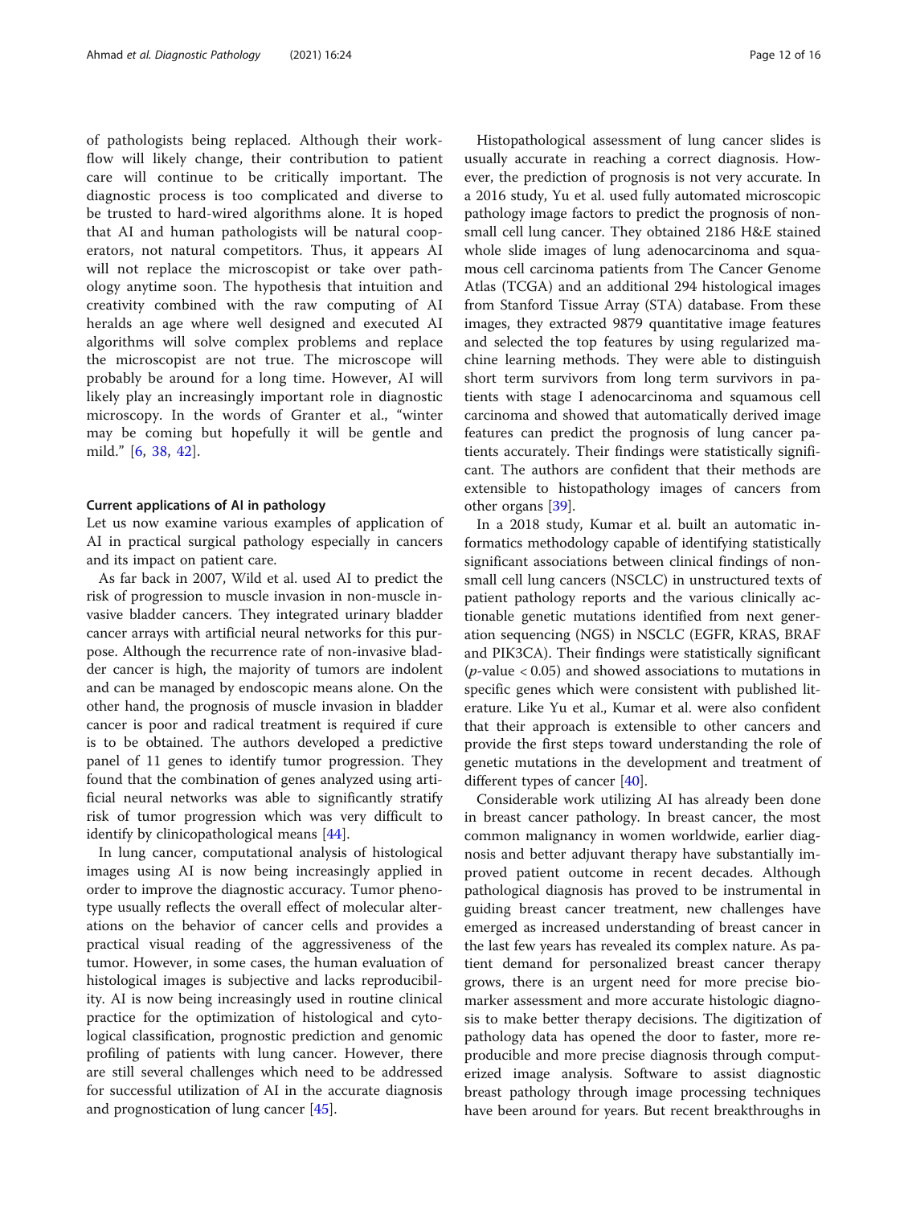of pathologists being replaced. Although their workflow will likely change, their contribution to patient care will continue to be critically important. The diagnostic process is too complicated and diverse to be trusted to hard-wired algorithms alone. It is hoped that AI and human pathologists will be natural cooperators, not natural competitors. Thus, it appears AI will not replace the microscopist or take over pathology anytime soon. The hypothesis that intuition and creativity combined with the raw computing of AI heralds an age where well designed and executed AI algorithms will solve complex problems and replace the microscopist are not true. The microscope will probably be around for a long time. However, AI will likely play an increasingly important role in diagnostic microscopy. In the words of Granter et al., "winter may be coming but hopefully it will be gentle and mild." [6, 38, 42].

#### Current applications of AI in pathology

Let us now examine various examples of application of AI in practical surgical pathology especially in cancers and its impact on patient care.

As far back in 2007, Wild et al. used AI to predict the risk of progression to muscle invasion in non-muscle invasive bladder cancers. They integrated urinary bladder cancer arrays with artificial neural networks for this purpose. Although the recurrence rate of non-invasive bladder cancer is high, the majority of tumors are indolent and can be managed by endoscopic means alone. On the other hand, the prognosis of muscle invasion in bladder cancer is poor and radical treatment is required if cure is to be obtained. The authors developed a predictive panel of 11 genes to identify tumor progression. They found that the combination of genes analyzed using artificial neural networks was able to significantly stratify risk of tumor progression which was very difficult to identify by clinicopathological means [44].

In lung cancer, computational analysis of histological images using AI is now being increasingly applied in order to improve the diagnostic accuracy. Tumor phenotype usually reflects the overall effect of molecular alterations on the behavior of cancer cells and provides a practical visual reading of the aggressiveness of the tumor. However, in some cases, the human evaluation of histological images is subjective and lacks reproducibility. AI is now being increasingly used in routine clinical practice for the optimization of histological and cytological classification, prognostic prediction and genomic profiling of patients with lung cancer. However, there are still several challenges which need to be addressed for successful utilization of AI in the accurate diagnosis and prognostication of lung cancer [45].

Histopathological assessment of lung cancer slides is usually accurate in reaching a correct diagnosis. However, the prediction of prognosis is not very accurate. In a 2016 study, Yu et al. used fully automated microscopic pathology image factors to predict the prognosis of non-small cell lung cancer. They obtained 2186 H&E stained whole slide images of lung adenocarcinoma and squamous cell carcinoma patients from The Cancer Genome Atlas (TCGA) and an additional 294 histological images from Stanford Tissue Array (STA) database. From these images, they extracted 9879 quantitative image features and selected the top features by using regularized machine learning methods. They were able to distinguish short term survivors from long term survivors in patients with stage I adenocarcinoma and squamous cell carcinoma and showed that automatically derived image features can predict the prognosis of lung cancer patients accurately. Their findings were statistically significant. The authors are confident that their methods are extensible to histopathology images of cancers from other organs [39].

In a 2018 study, Kumar et al. built an automatic informatics methodology capable of identifying statistically significant associations between clinical findings of non-small cell lung cancers (NSCLC) in unstructured texts of patient pathology reports and the various clinically actionable genetic mutations identified from next generation sequencing (NGS) in NSCLC (EGFR, KRAS, BRAF and PIK3CA). Their findings were statistically significant ($p$-value $< 0.05$) and showed associations to mutations in specific genes which were consistent with published literature. Like Yu et al., Kumar et al. were also confident that their approach is extensible to other cancers and provide the first steps toward understanding the role of genetic mutations in the development and treatment of different types of cancer [40].

Considerable work utilizing AI has already been done in breast cancer pathology. In breast cancer, the most common malignancy in women worldwide, earlier diagnosis and better adjuvant therapy have substantially improved patient outcome in recent decades. Although pathological diagnosis has proved to be instrumental in guiding breast cancer treatment, new challenges have emerged as increased understanding of breast cancer in the last few years has revealed its complex nature. As patient demand for personalized breast cancer therapy grows, there is an urgent need for more precise biomarker assessment and more accurate histologic diagnosis to make better therapy decisions. The digitization of pathology data has opened the door to faster, more reproducible and more precise diagnosis through computerized image analysis. Software to assist diagnostic breast pathology through image processing techniques have been around for years. But recent breakthroughs in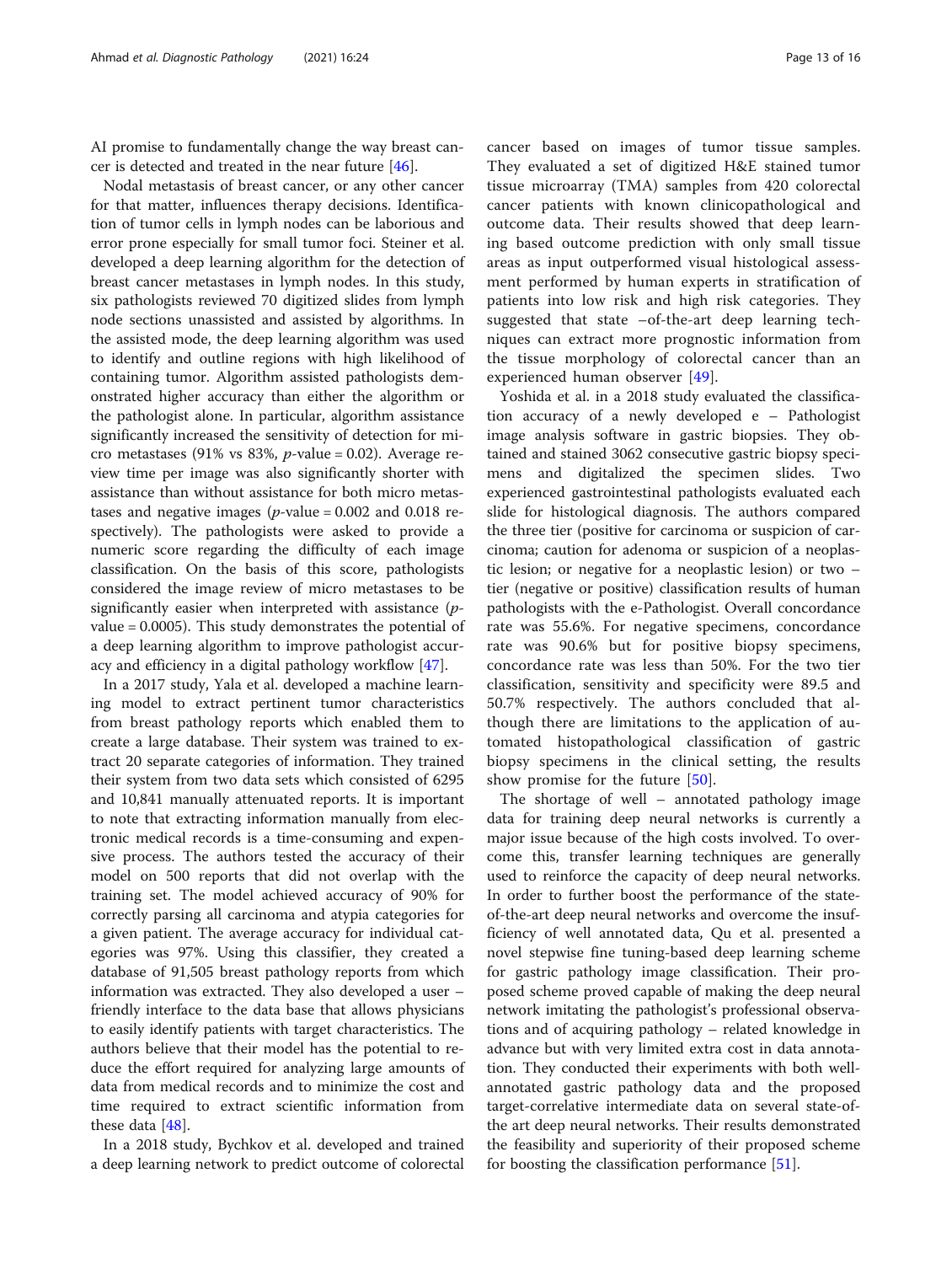AI promise to fundamentally change the way breast cancer is detected and treated in the near future [46].

Nodal metastasis of breast cancer, or any other cancer for that matter, influences therapy decisions. Identification of tumor cells in lymph nodes can be laborious and error prone especially for small tumor foci. Steiner et al. developed a deep learning algorithm for the detection of breast cancer metastases in lymph nodes. In this study, six pathologists reviewed 70 digitized slides from lymph node sections unassisted and assisted by algorithms. In the assisted mode, the deep learning algorithm was used to identify and outline regions with high likelihood of containing tumor. Algorithm assisted pathologists demonstrated higher accuracy than either the algorithm or the pathologist alone. In particular, algorithm assistance significantly increased the sensitivity of detection for micro metastases (91% vs 83%, $p$-value = 0.02). Average review time per image was also significantly shorter with assistance than without assistance for both micro metastases and negative images ($p$-value = 0.002 and 0.018 respectively). The pathologists were asked to provide a numeric score regarding the difficulty of each image classification. On the basis of this score, pathologists considered the image review of micro metastases to be significantly easier when interpreted with assistance ($p$-value = 0.0005). This study demonstrates the potential of a deep learning algorithm to improve pathologist accuracy and efficiency in a digital pathology workflow [47].

In a 2017 study, Yala et al. developed a machine learning model to extract pertinent tumor characteristics from breast pathology reports which enabled them to create a large database. Their system was trained to extract 20 separate categories of information. They trained their system from two data sets which consisted of 6295 and 10,841 manually attenuated reports. It is important to note that extracting information manually from electronic medical records is a time-consuming and expensive process. The authors tested the accuracy of their model on 500 reports that did not overlap with the training set. The model achieved accuracy of 90% for correctly parsing all carcinoma and atypia categories for a given patient. The average accuracy for individual categories was 97%. Using this classifier, they created a database of 91,505 breast pathology reports from which information was extracted. They also developed a user – friendly interface to the data base that allows physicians to easily identify patients with target characteristics. The authors believe that their model has the potential to reduce the effort required for analyzing large amounts of data from medical records and to minimize the cost and time required to extract scientific information from these data [48].

In a 2018 study, Bychkov et al. developed and trained a deep learning network to predict outcome of colorectal cancer based on images of tumor tissue samples. They evaluated a set of digitized H&E stained tumor tissue microarray (TMA) samples from 420 colorectal cancer patients with known clinicopathological and outcome data. Their results showed that deep learning based outcome prediction with only small tissue areas as input outperformed visual histological assessment performed by human experts in stratification of patients into low risk and high risk categories. They suggested that state –of-the-art deep learning techniques can extract more prognostic information from the tissue morphology of colorectal cancer than an experienced human observer [49].

Yoshida et al. in a 2018 study evaluated the classification accuracy of a newly developed e – Pathologist image analysis software in gastric biopsies. They obtained and stained 3062 consecutive gastric biopsy specimens and digitalized the specimen slides. Two experienced gastrointestinal pathologists evaluated each slide for histological diagnosis. The authors compared the three tier (positive for carcinoma or suspicion of carcinoma; caution for adenoma or suspicion of a neoplastic lesion; or negative for a neoplastic lesion) or two – tier (negative or positive) classification results of human pathologists with the e-Pathologist. Overall concordance rate was 55.6%. For negative specimens, concordance rate was 90.6% but for positive biopsy specimens, concordance rate was less than 50%. For the two tier classification, sensitivity and specificity were 89.5 and 50.7% respectively. The authors concluded that although there are limitations to the application of automated histopathological classification of gastric biopsy specimens in the clinical setting, the results show promise for the future [50].

The shortage of well – annotated pathology image data for training deep neural networks is currently a major issue because of the high costs involved. To overcome this, transfer learning techniques are generally used to reinforce the capacity of deep neural networks. In order to further boost the performance of the state-of-the-art deep neural networks and overcome the insufficiency of well annotated data, Qu et al. presented a novel stepwise fine tuning-based deep learning scheme for gastric pathology image classification. Their proposed scheme proved capable of making the deep neural network imitating the pathologist's professional observations and of acquiring pathology – related knowledge in advance but with very limited extra cost in data annotation. They conducted their experiments with both well-annotated gastric pathology data and the proposed target-correlative intermediate data on several state-of-the art deep neural networks. Their results demonstrated the feasibility and superiority of their proposed scheme for boosting the classification performance [51].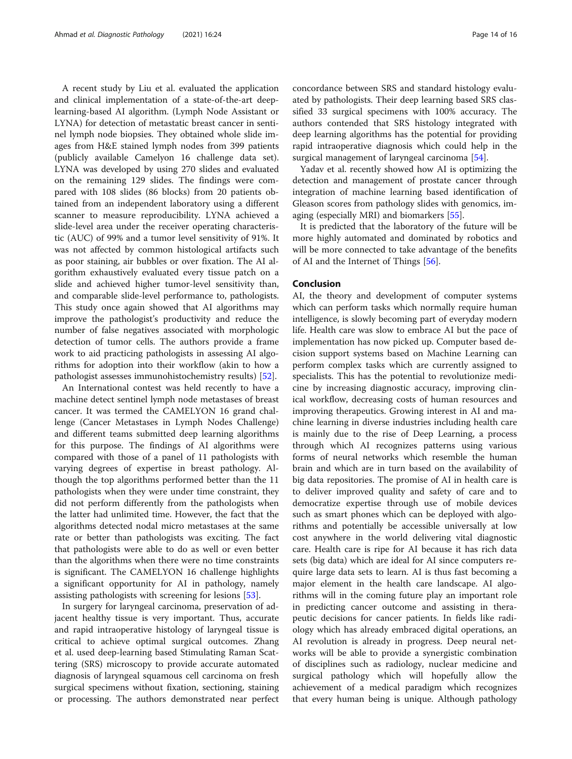A recent study by Liu et al. evaluated the application and clinical implementation of a state-of-the-art deep-learning-based AI algorithm. (Lymph Node Assistant or LYNA) for detection of metastatic breast cancer in sentinel lymph node biopsies. They obtained whole slide images from H&E stained lymph nodes from 399 patients (publicly available Camelyon 16 challenge data set). LYNA was developed by using 270 slides and evaluated on the remaining 129 slides. The findings were compared with 108 slides (86 blocks) from 20 patients obtained from an independent laboratory using a different scanner to measure reproducibility. LYNA achieved a slide-level area under the receiver operating characteristic (AUC) of 99% and a tumor level sensitivity of 91%. It was not affected by common histological artifacts such as poor staining, air bubbles or over fixation. The AI algorithm exhaustively evaluated every tissue patch on a slide and achieved higher tumor-level sensitivity than, and comparable slide-level performance to, pathologists. This study once again showed that AI algorithms may improve the pathologist's productivity and reduce the number of false negatives associated with morphologic detection of tumor cells. The authors provide a frame work to aid practicing pathologists in assessing AI algorithms for adoption into their workflow (akin to how a pathologist assesses immunohistochemistry results) [52].

An International contest was held recently to have a machine detect sentinel lymph node metastases of breast cancer. It was termed the CAMELYON 16 grand challenge (Cancer Metastases in Lymph Nodes Challenge) and different teams submitted deep learning algorithms for this purpose. The findings of AI algorithms were compared with those of a panel of 11 pathologists with varying degrees of expertise in breast pathology. Although the top algorithms performed better than the 11 pathologists when they were under time constraint, they did not perform differently from the pathologists when the latter had unlimited time. However, the fact that the algorithms detected nodal micro metastases at the same rate or better than pathologists was exciting. The fact that pathologists were able to do as well or even better than the algorithms when there were no time constraints is significant. The CAMELYON 16 challenge highlights a significant opportunity for AI in pathology, namely assisting pathologists with screening for lesions [53].

In surgery for laryngeal carcinoma, preservation of adjacent healthy tissue is very important. Thus, accurate and rapid intraoperative histology of laryngeal tissue is critical to achieve optimal surgical outcomes. Zhang et al. used deep-learning based Stimulating Raman Scattering (SRS) microscopy to provide accurate automated diagnosis of laryngeal squamous cell carcinoma on fresh surgical specimens without fixation, sectioning, staining or processing. The authors demonstrated near perfect concordance between SRS and standard histology evaluated by pathologists. Their deep learning based SRS classified 33 surgical specimens with 100% accuracy. The authors contended that SRS histology integrated with deep learning algorithms has the potential for providing rapid intraoperative diagnosis which could help in the surgical management of laryngeal carcinoma [54].

Yadav et al. recently showed how AI is optimizing the detection and management of prostate cancer through integration of machine learning based identification of Gleason scores from pathology slides with genomics, imaging (especially MRI) and biomarkers [55].

It is predicted that the laboratory of the future will be more highly automated and dominated by robotics and will be more connected to take advantage of the benefits of AI and the Internet of Things [56].

## Conclusion

AI, the theory and development of computer systems which can perform tasks which normally require human intelligence, is slowly becoming part of everyday modern life. Health care was slow to embrace AI but the pace of implementation has now picked up. Computer based decision support systems based on Machine Learning can perform complex tasks which are currently assigned to specialists. This has the potential to revolutionize medicine by increasing diagnostic accuracy, improving clinical workflow, decreasing costs of human resources and improving therapeutics. Growing interest in AI and machine learning in diverse industries including health care is mainly due to the rise of Deep Learning, a process through which AI recognizes patterns using various forms of neural networks which resemble the human brain and which are in turn based on the availability of big data repositories. The promise of AI in health care is to deliver improved quality and safety of care and to democratize expertise through use of mobile devices such as smart phones which can be deployed with algorithms and potentially be accessible universally at low cost anywhere in the world delivering vital diagnostic care. Health care is ripe for AI because it has rich data sets (big data) which are ideal for AI since computers require large data sets to learn. AI is thus fast becoming a major element in the health care landscape. AI algorithms will in the coming future play an important role in predicting cancer outcome and assisting in therapeutic decisions for cancer patients. In fields like radiology which has already embraced digital operations, an AI revolution is already in progress. Deep neural networks will be able to provide a synergistic combination of disciplines such as radiology, nuclear medicine and surgical pathology which will hopefully allow the achievement of a medical paradigm which recognizes that every human being is unique. Although pathology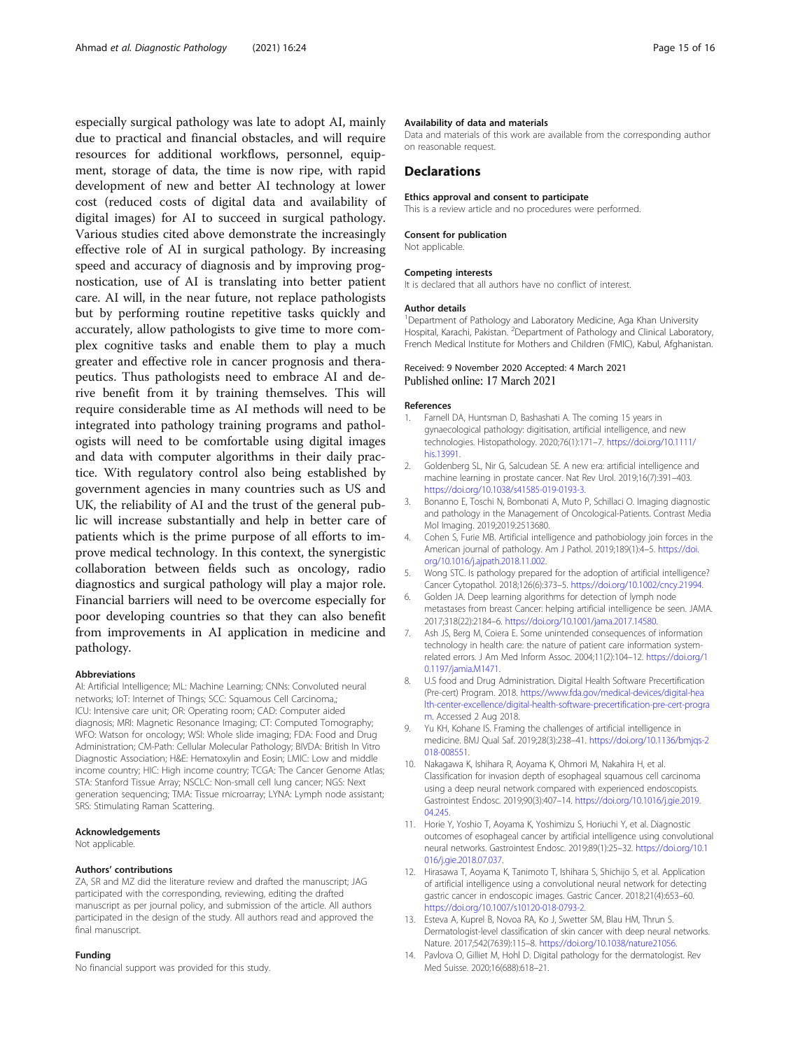especially surgical pathology was late to adopt AI, mainly due to practical and financial obstacles, and will require resources for additional workflows, personnel, equipment, storage of data, the time is now ripe, with rapid development of new and better AI technology at lower cost (reduced costs of digital data and availability of digital images) for AI to succeed in surgical pathology. Various studies cited above demonstrate the increasingly effective role of AI in surgical pathology. By increasing speed and accuracy of diagnosis and by improving prognostication, use of AI is translating into better patient care. AI will, in the near future, not replace pathologists but by performing routine repetitive tasks quickly and accurately, allow pathologists to give time to more complex cognitive tasks and enable them to play a much greater and effective role in cancer prognosis and therapeutics. Thus pathologists need to embrace AI and derive benefit from it by training themselves. This will require considerable time as AI methods will need to be integrated into pathology training programs and pathologists will need to be comfortable using digital images and data with computer algorithms in their daily practice. With regulatory control also being established by government agencies in many countries such as US and UK, the reliability of AI and the trust of the general public will increase substantially and help in better care of patients which is the prime purpose of all efforts to improve medical technology. In this context, the synergistic collaboration between fields such as oncology, radio diagnostics and surgical pathology will play a major role. Financial barriers will need to be overcome especially for poor developing countries so that they can also benefit from improvements in AI application in medicine and pathology.

#### Abbreviations

AI: Artificial Intelligence; ML: Machine Learning; CNNs: Convoluted neural networks; IoT: Internet of Things; SCC: Squamous Cell Carcinoma,; ICU: Intensive care unit; OR: Operating room; CAD: Computer aided diagnosis; MRI: Magnetic Resonance Imaging; CT: Computed Tomography; WFO: Watson for oncology; WSI: Whole slide imaging; FDA: Food and Drug Administration; CM-Path: Cellular Molecular Pathology; BIVDA: British In Vitro Diagnostic Association; H&E: Hematoxylin and Eosin; LMIC: Low and middle income country; HIC: High income country; TCGA: The Cancer Genome Atlas; STA: Stanford Tissue Array; NSCLC: Non-small cell lung cancer; NGS: Next generation sequencing; TMA: Tissue microarray; LYNA: Lymph node assistant; SRS: Stimulating Raman Scattering.

#### Acknowledgements

Not applicable.

#### Authors' contributions

ZA, SR and MZ did the literature review and drafted the manuscript; JAG participated with the corresponding, reviewing, editing the drafted manuscript as per journal policy, and submission of the article. All authors participated in the design of the study. All authors read and approved the final manuscript.

#### Funding

No financial support was provided for this study.

#### Availability of data and materials

Data and materials of this work are available from the corresponding author on reasonable request.

## Declarations

#### Ethics approval and consent to participate

This is a review article and no procedures were performed.

#### Consent for publication

Not applicable.

#### Competing interests

It is declared that all authors have no conflict of interest.

#### Author details

[1]Department of Pathology and Laboratory Medicine, Aga Khan University Hospital, Karachi, Pakistan. [2]Department of Pathology and Clinical Laboratory, French Medical Institute for Mothers and Children (FMIC), Kabul, Afghanistan.

Received: 9 November 2020 Accepted: 4 March 2021
Published online: 17 March 2021

#### References

1. Farnell DA, Huntsman D, Bashashati A. The coming 15 years in gynaecological pathology: digitisation, artificial intelligence, and new technologies. Histopathology. 2020;76(1):171–7. https://doi.org/10.1111/his.13991.
2. Goldenberg SL, Nir G, Salcudean SE. A new era: artificial intelligence and machine learning in prostate cancer. Nat Rev Urol. 2019;16(7):391–403. https://doi.org/10.1038/s41585-019-0193-3.
3. Bonanno E, Toschi N, Bombonati A, Muto P, Schillaci O. Imaging diagnostic and pathology in the Management of Oncological-Patients. Contrast Media Mol Imaging. 2019;2019:2513680.
4. Cohen S, Furie MB. Artificial intelligence and pathobiology join forces in the American journal of pathology. Am J Pathol. 2019;189(1):4–5. https://doi.org/10.1016/j.ajpath.2018.11.002.
5. Wong STC. Is pathology prepared for the adoption of artificial intelligence? Cancer Cytopathol. 2018;126(6):373–5. https://doi.org/10.1002/cncy.21994.
6. Golden JA. Deep learning algorithms for detection of lymph node metastases from breast Cancer: helping artificial intelligence be seen. JAMA. 2017;318(22):2184–6. https://doi.org/10.1001/jama.2017.14580.
7. Ash JS, Berg M, Coiera E. Some unintended consequences of information technology in health care: the nature of patient care information system-related errors. J Am Med Inform Assoc. 2004;11(2):104–12. https://doi.org/10.1197/jamia.M1471.
8. U.S food and Drug Administration. Digital Health Software Precertification (Pre-cert) Program. 2018. https://www.fda.gov/medical-devices/digital-health-center-excellence/digital-health-software-precertification-pre-cert-program. Accessed 2 Aug 2018.
9. Yu KH, Kohane IS. Framing the challenges of artificial intelligence in medicine. BMJ Qual Saf. 2019;28(3):238–41. https://doi.org/10.1136/bmjqs-2018-008551.
10. Nakagawa K, Ishihara R, Aoyama K, Ohmori M, Nakahira H, et al. Classification for invasion depth of esophageal squamous cell carcinoma using a deep neural network compared with experienced endoscopists. Gastrointest Endosc. 2019;90(3):407–14. https://doi.org/10.1016/j.gie.2019.04.245.
11. Horie Y, Yoshio T, Aoyama K, Yoshimizu S, Horiuchi Y, et al. Diagnostic outcomes of esophageal cancer by artificial intelligence using convolutional neural networks. Gastrointest Endosc. 2019;89(1):25–32. https://doi.org/10.1016/j.gie.2018.07.037.
12. Hirasawa T, Aoyama K, Tanimoto T, Ishihara S, Shichijo S, et al. Application of artificial intelligence using a convolutional neural network for detecting gastric cancer in endoscopic images. Gastric Cancer. 2018;21(4):653–60. https://doi.org/10.1007/s10120-018-0793-2.
13. Esteva A, Kuprel B, Novoa RA, Ko J, Swetter SM, Blau HM, Thrun S. Dermatologist-level classification of skin cancer with deep neural networks. Nature. 2017;542(7639):115–8. https://doi.org/10.1038/nature21056.
14. Pavlova O, Gilliet M, Hohl D. Digital pathology for the dermatologist. Rev Med Suisse. 2020;16(688):618–21.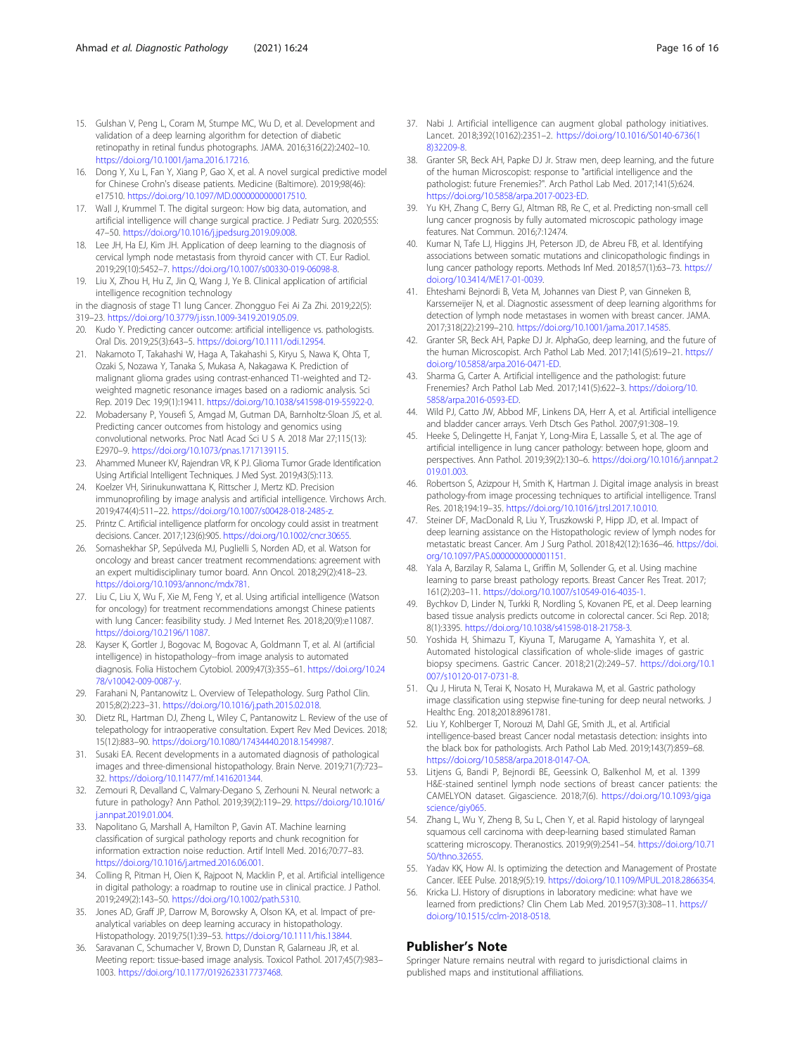15. Gulshan V, Peng L, Coram M, Stumpe MC, Wu D, et al. Development and validation of a deep learning algorithm for detection of diabetic retinopathy in retinal fundus photographs. JAMA. 2016;316(22):2402–10. https://doi.org/10.1001/jama.2016.17216.
16. Dong Y, Xu L, Fan Y, Xiang P, Gao X, et al. A novel surgical predictive model for Chinese Crohn's disease patients. Medicine (Baltimore). 2019;98(46): e17510. https://doi.org/10.1097/MD.0000000000017510.
17. Wall J, Krummel T. The digital surgeon: How big data, automation, and artificial intelligence will change surgical practice. J Pediatr Surg. 2020;55S: 47–50. https://doi.org/10.1016/j.jpedsurg.2019.09.008.
18. Lee JH, Ha EJ, Kim JH. Application of deep learning to the diagnosis of cervical lymph node metastasis from thyroid cancer with CT. Eur Radiol. 2019;29(10):5452–7. https://doi.org/10.1007/s00330-019-06098-8.
19. Liu X, Zhou H, Hu Z, Jin Q, Wang J, Ye B. Clinical application of artificial intelligence recognition technology in the diagnosis of stage T1 lung Cancer. Zhongguo Fei Ai Za Zhi. 2019;22(5): 319–23. https://doi.org/10.3779/j.issn.1009-3419.2019.05.09.
20. Kudo Y. Predicting cancer outcome: artificial intelligence vs. pathologists. Oral Dis. 2019;25(3):643–5. https://doi.org/10.1111/odi.12954.
21. Nakamoto T, Takahashi W, Haga A, Takahashi S, Kiryu S, Nawa K, Ohta T, Ozaki S, Nozawa Y, Tanaka S, Mukasa A, Nakagawa K. Prediction of malignant glioma grades using contrast-enhanced T1-weighted and T2-weighted magnetic resonance images based on a radiomic analysis. Sci Rep. 2019 Dec 19;9(1):19411. https://doi.org/10.1038/s41598-019-55922-0.
22. Mobadersany P, Yousefi S, Amgad M, Gutman DA, Barnholtz-Sloan JS, et al. Predicting cancer outcomes from histology and genomics using convolutional networks. Proc Natl Acad Sci U S A. 2018 Mar 27;115(13): E2970–9. https://doi.org/10.1073/pnas.1717139115.
23. Ahammed Muneer KV, Rajendran VR, K PJ. Glioma Tumor Grade Identification Using Artificial Intelligent Techniques. J Med Syst. 2019;43(5):113.
24. Koelzer VH, Sirinukunwattana K, Rittscher J, Mertz KD. Precision immunoprofiling by image analysis and artificial intelligence. Virchows Arch. 2019;474(4):511–22. https://doi.org/10.1007/s00428-018-2485-z.
25. Printz C. Artificial intelligence platform for oncology could assist in treatment decisions. Cancer. 2017;123(6):905. https://doi.org/10.1002/cncr.30655.
26. Somashekhar SP, Sepúlveda MJ, Puglielli S, Norden AD, et al. Watson for oncology and breast cancer treatment recommendations: agreement with an expert multidisciplinary tumor board. Ann Oncol. 2018;29(2):418–23. https://doi.org/10.1093/annonc/mdx781.
27. Liu C, Liu X, Wu F, Xie M, Feng Y, et al. Using artificial intelligence (Watson for oncology) for treatment recommendations amongst Chinese patients with lung Cancer: feasibility study. J Med Internet Res. 2018;20(9):e11087. https://doi.org/10.2196/11087.
28. Kayser K, Gortler J, Bogovac M, Bogovac A, Goldmann T, et al. AI (artificial intelligence) in histopathology--from image analysis to automated diagnosis. Folia Histochem Cytobiol. 2009;47(3):355–61. https://doi.org/10.2478/v10042-009-0087-y.
29. Farahani N, Pantanowitz L. Overview of Telepathology. Surg Pathol Clin. 2015;8(2):223–31. https://doi.org/10.1016/j.path.2015.02.018.
30. Dietz RL, Hartman DJ, Zheng L, Wiley C, Pantanowitz L. Review of the use of telepathology for intraoperative consultation. Expert Rev Med Devices. 2018; 15(12):883–90. https://doi.org/10.1080/17434440.2018.1549987.
31. Susaki EA. Recent developments in a automated diagnosis of pathological images and three-dimensional histopathology. Brain Nerve. 2019;71(7):723–32. https://doi.org/10.11477/mf.1416201344.
32. Zemouri R, Devalland C, Valmary-Degano S, Zerhouni N. Neural network: a future in pathology? Ann Pathol. 2019;39(2):119–29. https://doi.org/10.1016/j.annpat.2019.01.004.
33. Napolitano G, Marshall A, Hamilton P, Gavin AT. Machine learning classification of surgical pathology reports and chunk recognition for information extraction noise reduction. Artif Intell Med. 2016;70:77–83. https://doi.org/10.1016/j.artmed.2016.06.001.
34. Colling R, Pitman H, Oien K, Rajpoot N, Macklin P, et al. Artificial intelligence in digital pathology: a roadmap to routine use in clinical practice. J Pathol. 2019;249(2):143–50. https://doi.org/10.1002/path.5310.
35. Jones AD, Graff JP, Darrow M, Borowsky A, Olson KA, et al. Impact of pre-analytical variables on deep learning accuracy in histopathology. Histopathology. 2019;75(1):39–53. https://doi.org/10.1111/his.13844.
36. Saravanan C, Schumacher V, Brown D, Dunstan R, Galarneau JR, et al. Meeting report: tissue-based image analysis. Toxicol Pathol. 2017;45(7):983–1003. https://doi.org/10.1177/0192623317737468.
37. Nabi J. Artificial intelligence can augment global pathology initiatives. Lancet. 2018;392(10162):2351–2. https://doi.org/10.1016/S0140-6736(18)32209-8.
38. Granter SR, Beck AH, Papke DJ Jr. Straw men, deep learning, and the future of the human Microscopist: response to "artificial intelligence and the pathologist: future Frenemies?". Arch Pathol Lab Med. 2017;141(5):624. https://doi.org/10.5858/arpa.2017-0023-ED.
39. Yu KH, Zhang C, Berry GJ, Altman RB, Re C, et al. Predicting non-small cell lung cancer prognosis by fully automated microscopic pathology image features. Nat Commun. 2016;7:12474.
40. Kumar N, Tafe LJ, Higgins JH, Peterson JD, de Abreu FB, et al. Identifying associations between somatic mutations and clinicopathologic findings in lung cancer pathology reports. Methods Inf Med. 2018;57(1):63–73. https://doi.org/10.3414/ME17-01-0039.
41. Ehteshami Bejnordi B, Veta M, Johannes van Diest P, van Ginneken B, Karssemeijer N, et al. Diagnostic assessment of deep learning algorithms for detection of lymph node metastases in women with breast cancer. JAMA. 2017;318(22):2199–210. https://doi.org/10.1001/jama.2017.14585.
42. Granter SR, Beck AH, Papke DJ Jr. AlphaGo, deep learning, and the future of the human Microscopist. Arch Pathol Lab Med. 2017;141(5):619–21. https://doi.org/10.5858/arpa.2016-0471-ED.
43. Sharma G, Carter A. Artificial intelligence and the pathologist: future Frenemies? Arch Pathol Lab Med. 2017;141(5):622–3. https://doi.org/10.5858/arpa.2016-0593-ED.
44. Wild PJ, Catto JW, Abbod MF, Linkens DA, Herr A, et al. Artificial intelligence and bladder cancer arrays. Verh Dtsch Ges Pathol. 2007;91:308–19.
45. Heeke S, Delingette H, Fanjat Y, Long-Mira E, Lassalle S, et al. The age of artificial intelligence in lung cancer pathology: between hope, gloom and perspectives. Ann Pathol. 2019;39(2):130–6. https://doi.org/10.1016/j.annpat.2019.01.003.
46. Robertson S, Azizpour H, Smith K, Hartman J. Digital image analysis in breast pathology-from image processing techniques to artificial intelligence. Transl Res. 2018;194:19–35. https://doi.org/10.1016/j.trsl.2017.10.010.
47. Steiner DF, MacDonald R, Liu Y, Truszkowski P, Hipp JD, et al. Impact of deep learning assistance on the Histopathologic review of lymph nodes for metastatic breast Cancer. Am J Surg Pathol. 2018;42(12):1636–46. https://doi.org/10.1097/PAS.0000000000001151.
48. Yala A, Barzilay R, Salama L, Griffin M, Sollender G, et al. Using machine learning to parse breast pathology reports. Breast Cancer Res Treat. 2017; 161(2):203–11. https://doi.org/10.1007/s10549-016-4035-1.
49. Bychkov D, Linder N, Turkki R, Nordling S, Kovanen PE, et al. Deep learning based tissue analysis predicts outcome in colorectal cancer. Sci Rep. 2018; 8(1):3395. https://doi.org/10.1038/s41598-018-21758-3.
50. Yoshida H, Shimazu T, Kiyuna T, Marugame A, Yamashita Y, et al. Automated histological classification of whole-slide images of gastric biopsy specimens. Gastric Cancer. 2018;21(2):249–57. https://doi.org/10.1007/s10120-017-0731-8.
51. Qu J, Hiruta N, Terai K, Nosato H, Murakawa M, et al. Gastric pathology image classification using stepwise fine-tuning for deep neural networks. J Healthc Eng. 2018;2018:8961781.
52. Liu Y, Kohlberger T, Norouzi M, Dahl GE, Smith JL, et al. Artificial intelligence-based breast Cancer nodal metastasis detection: insights into the black box for pathologists. Arch Pathol Lab Med. 2019;143(7):859–68. https://doi.org/10.5858/arpa.2018-0147-OA.
53. Litjens G, Bandi P, Bejnordi BE, Geessink O, Balkenhol M, et al. 1399 H&E-stained sentinel lymph node sections of breast cancer patients: the CAMELYON dataset. Gigascience. 2018;7(6). https://doi.org/10.1093/gigascience/giy065.
54. Zhang L, Wu Y, Zheng B, Su L, Chen Y, et al. Rapid histology of laryngeal squamous cell carcinoma with deep-learning based stimulated Raman scattering microscopy. Theranostics. 2019;9(9):2541–54. https://doi.org/10.7150/thno.32655.
55. Yadav KK, How AI. Is optimizing the detection and Management of Prostate Cancer. IEEE Pulse. 2018;9(5):19. https://doi.org/10.1109/MPUL.2018.2866354.
56. Kricka LJ. History of disruptions in laboratory medicine: what have we learned from predictions? Clin Chem Lab Med. 2019;57(3):308–11. https://doi.org/10.1515/cclm-2018-0518.

## Publisher's Note

Springer Nature remains neutral with regard to jurisdictional claims in published maps and institutional affiliations.